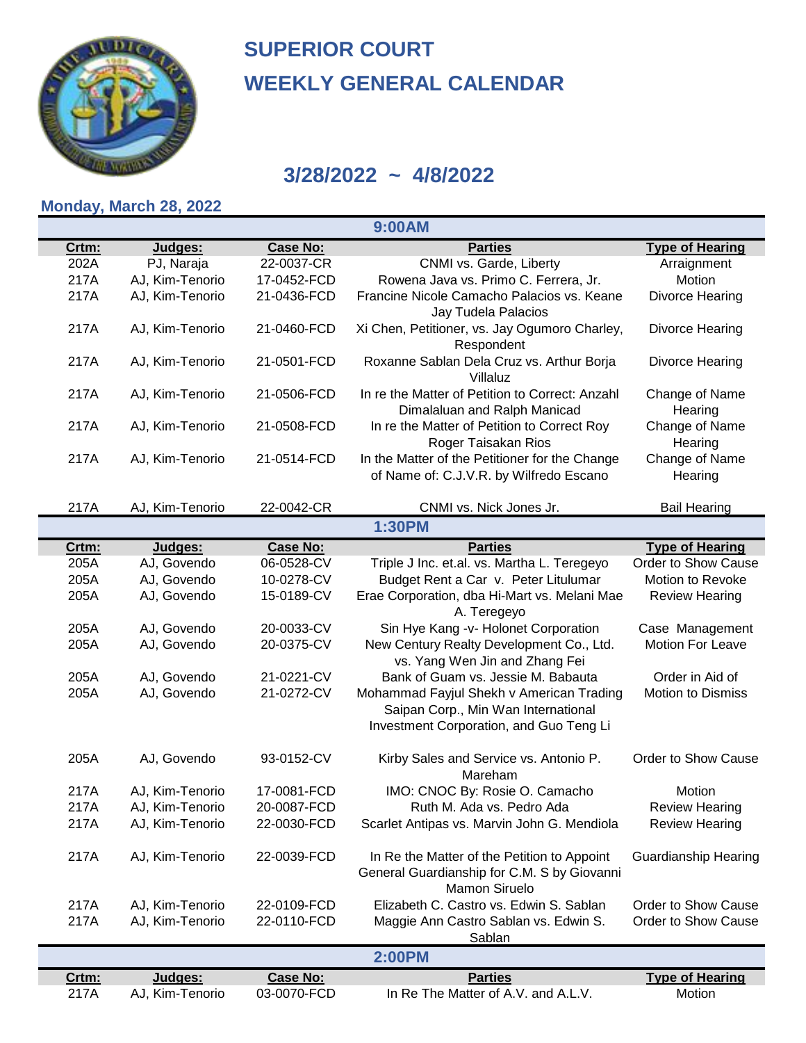# SUPERIOR COURT
# WEEKLY GENERAL CALENDAR

## 3/28/2022 ~ 4/8/2022

### Monday, March 28, 2022

**9:00AM**

| Crtm: | Judges: | Case No: | Parties | Type of Hearing |
|---|---|---|---|---|
| 202A | PJ, Naraja | 22-0037-CR | CNMI vs. Garde, Liberty | Arraignment |
| 217A | AJ, Kim-Tenorio | 17-0452-FCD | Rowena Java vs. Primo C. Ferrera, Jr. | Motion |
| 217A | AJ, Kim-Tenorio | 21-0436-FCD | Francine Nicole Camacho Palacios vs. Keane Jay Tudela Palacios | Divorce Hearing |
| 217A | AJ, Kim-Tenorio | 21-0460-FCD | Xi Chen, Petitioner, vs. Jay Ogumoro Charley, Respondent | Divorce Hearing |
| 217A | AJ, Kim-Tenorio | 21-0501-FCD | Roxanne Sablan Dela Cruz vs. Arthur Borja Villaluz | Divorce Hearing |
| 217A | AJ, Kim-Tenorio | 21-0506-FCD | In re the Matter of Petition to Correct: Anzahl Dimalaluan and Ralph Manicad | Change of Name Hearing |
| 217A | AJ, Kim-Tenorio | 21-0508-FCD | In re the Matter of Petition to Correct Roy Roger Taisakan Rios | Change of Name Hearing |
| 217A | AJ, Kim-Tenorio | 21-0514-FCD | In the Matter of the Petitioner for the Change of Name of: C.J.V.R. by Wilfredo Escano | Change of Name Hearing |
| 217A | AJ, Kim-Tenorio | 22-0042-CR | CNMI vs. Nick Jones Jr. | Bail Hearing |

**1:30PM**

| Crtm: | Judges: | Case No: | Parties | Type of Hearing |
|---|---|---|---|---|
| 205A | AJ, Govendo | 06-0528-CV | Triple J Inc. et.al. vs. Martha L. Teregeyo | Order to Show Cause |
| 205A | AJ, Govendo | 10-0278-CV | Budget Rent a Car v. Peter Litulumar | Motion to Revoke |
| 205A | AJ, Govendo | 15-0189-CV | Erae Corporation, dba Hi-Mart vs. Melani Mae A. Teregeyo | Review Hearing |
| 205A | AJ, Govendo | 20-0033-CV | Sin Hye Kang -v- Holonet Corporation | Case Management |
| 205A | AJ, Govendo | 20-0375-CV | New Century Realty Development Co., Ltd. vs. Yang Wen Jin and Zhang Fei | Motion For Leave |
| 205A | AJ, Govendo | 21-0221-CV | Bank of Guam vs. Jessie M. Babauta | Order in Aid of |
| 205A | AJ, Govendo | 21-0272-CV | Mohammad Fayjul Shekh v American Trading Saipan Corp., Min Wan International Investment Corporation, and Guo Teng Li | Motion to Dismiss |
| 205A | AJ, Govendo | 93-0152-CV | Kirby Sales and Service vs. Antonio P. Mareham | Order to Show Cause |
| 217A | AJ, Kim-Tenorio | 17-0081-FCD | IMO: CNOC By: Rosie O. Camacho | Motion |
| 217A | AJ, Kim-Tenorio | 20-0087-FCD | Ruth M. Ada vs. Pedro Ada | Review Hearing |
| 217A | AJ, Kim-Tenorio | 22-0030-FCD | Scarlet Antipas vs. Marvin John G. Mendiola | Review Hearing |
| 217A | AJ, Kim-Tenorio | 22-0039-FCD | In Re the Matter of the Petition to Appoint General Guardianship for C.M. S by Giovanni Mamon Siruelo | Guardianship Hearing |
| 217A | AJ, Kim-Tenorio | 22-0109-FCD | Elizabeth C. Castro vs. Edwin S. Sablan | Order to Show Cause |
| 217A | AJ, Kim-Tenorio | 22-0110-FCD | Maggie Ann Castro Sablan vs. Edwin S. Sablan | Order to Show Cause |

**2:00PM**

| Crtm: | Judges: | Case No: | Parties | Type of Hearing |
|---|---|---|---|---|
| 217A | AJ, Kim-Tenorio | 03-0070-FCD | In Re The Matter of A.V. and A.L.V. | Motion |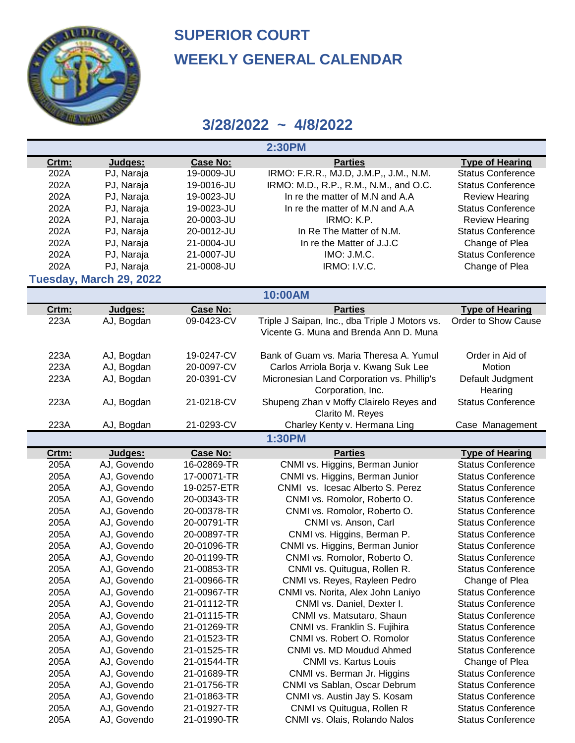# SUPERIOR COURT
# WEEKLY GENERAL CALENDAR

## 3/28/2022 ~ 4/8/2022

### 2:30PM

| Crtm: | Judges: | Case No: | Parties | Type of Hearing |
|---|---|---|---|---|
| 202A | PJ, Naraja | 19-0009-JU | IRMO: F.R.R., MJ.D, J.M.P,, J.M., N.M. | Status Conference |
| 202A | PJ, Naraja | 19-0016-JU | IRMO: M.D., R.P., R.M., N.M., and O.C. | Status Conference |
| 202A | PJ, Naraja | 19-0023-JU | In re the matter of M.N and A.A | Review Hearing |
| 202A | PJ, Naraja | 19-0023-JU | In re the matter of M.N and A.A | Status Conference |
| 202A | PJ, Naraja | 20-0003-JU | IRMO: K.P. | Review Hearing |
| 202A | PJ, Naraja | 20-0012-JU | In Re The Matter of N.M. | Status Conference |
| 202A | PJ, Naraja | 21-0004-JU | In re the Matter of J.J.C | Change of Plea |
| 202A | PJ, Naraja | 21-0007-JU | IMO: J.M.C. | Status Conference |
| 202A | PJ, Naraja | 21-0008-JU | IRMO: I.V.C. | Change of Plea |

## Tuesday, March 29, 2022

### 10:00AM

| Crtm: | Judges: | Case No: | Parties | Type of Hearing |
|---|---|---|---|---|
| 223A | AJ, Bogdan | 09-0423-CV | Triple J Saipan, Inc., dba Triple J Motors vs. Vicente G. Muna and Brenda Ann D. Muna | Order to Show Cause |
| 223A | AJ, Bogdan | 19-0247-CV | Bank of Guam vs. Maria Theresa A. Yumul | Order in Aid of |
| 223A | AJ, Bogdan | 20-0097-CV | Carlos Arriola Borja v. Kwang Suk Lee | Motion |
| 223A | AJ, Bogdan | 20-0391-CV | Micronesian Land Corporation vs. Phillip's Corporation, Inc. | Default Judgment Hearing |
| 223A | AJ, Bogdan | 21-0218-CV | Shupeng Zhan v Moffy Clairelo Reyes and Clarito M. Reyes | Status Conference |
| 223A | AJ, Bogdan | 21-0293-CV | Charley Kenty v. Hermana Ling | Case Management |

### 1:30PM

| Crtm: | Judges: | Case No: | Parties | Type of Hearing |
|---|---|---|---|---|
| 205A | AJ, Govendo | 16-02869-TR | CNMI vs. Higgins, Berman Junior | Status Conference |
| 205A | AJ, Govendo | 17-00071-TR | CNMI vs. Higgins, Berman Junior | Status Conference |
| 205A | AJ, Govendo | 19-0257-ETR | CNMI vs. Icesac Alberto S. Perez | Status Conference |
| 205A | AJ, Govendo | 20-00343-TR | CNMI vs. Romolor, Roberto O. | Status Conference |
| 205A | AJ, Govendo | 20-00378-TR | CNMI vs. Romolor, Roberto O. | Status Conference |
| 205A | AJ, Govendo | 20-00791-TR | CNMI vs. Anson, Carl | Status Conference |
| 205A | AJ, Govendo | 20-00897-TR | CNMI vs. Higgins, Berman P. | Status Conference |
| 205A | AJ, Govendo | 20-01096-TR | CNMI vs. Higgins, Berman Junior | Status Conference |
| 205A | AJ, Govendo | 20-01199-TR | CNMI vs. Romolor, Roberto O. | Status Conference |
| 205A | AJ, Govendo | 21-00853-TR | CNMI vs. Quitugua, Rollen R. | Status Conference |
| 205A | AJ, Govendo | 21-00966-TR | CNMI vs. Reyes, Rayleen Pedro | Change of Plea |
| 205A | AJ, Govendo | 21-00967-TR | CNMI vs. Norita, Alex John Laniyo | Status Conference |
| 205A | AJ, Govendo | 21-01112-TR | CNMI vs. Daniel, Dexter I. | Status Conference |
| 205A | AJ, Govendo | 21-01115-TR | CNMI vs. Matsutaro, Shaun | Status Conference |
| 205A | AJ, Govendo | 21-01269-TR | CNMI vs. Franklin S. Fujihira | Status Conference |
| 205A | AJ, Govendo | 21-01523-TR | CNMI vs. Robert O. Romolor | Status Conference |
| 205A | AJ, Govendo | 21-01525-TR | CNMI vs. MD Moudud Ahmed | Status Conference |
| 205A | AJ, Govendo | 21-01544-TR | CNMI vs. Kartus Louis | Change of Plea |
| 205A | AJ, Govendo | 21-01689-TR | CNMI vs. Berman Jr. Higgins | Status Conference |
| 205A | AJ, Govendo | 21-01756-TR | CNMI vs Sablan, Oscar Debrum | Status Conference |
| 205A | AJ, Govendo | 21-01863-TR | CNMI vs. Austin Jay S. Kosam | Status Conference |
| 205A | AJ, Govendo | 21-01927-TR | CNMI vs Quitugua, Rollen R | Status Conference |
| 205A | AJ, Govendo | 21-01990-TR | CNMI vs. Olais, Rolando Nalos | Status Conference |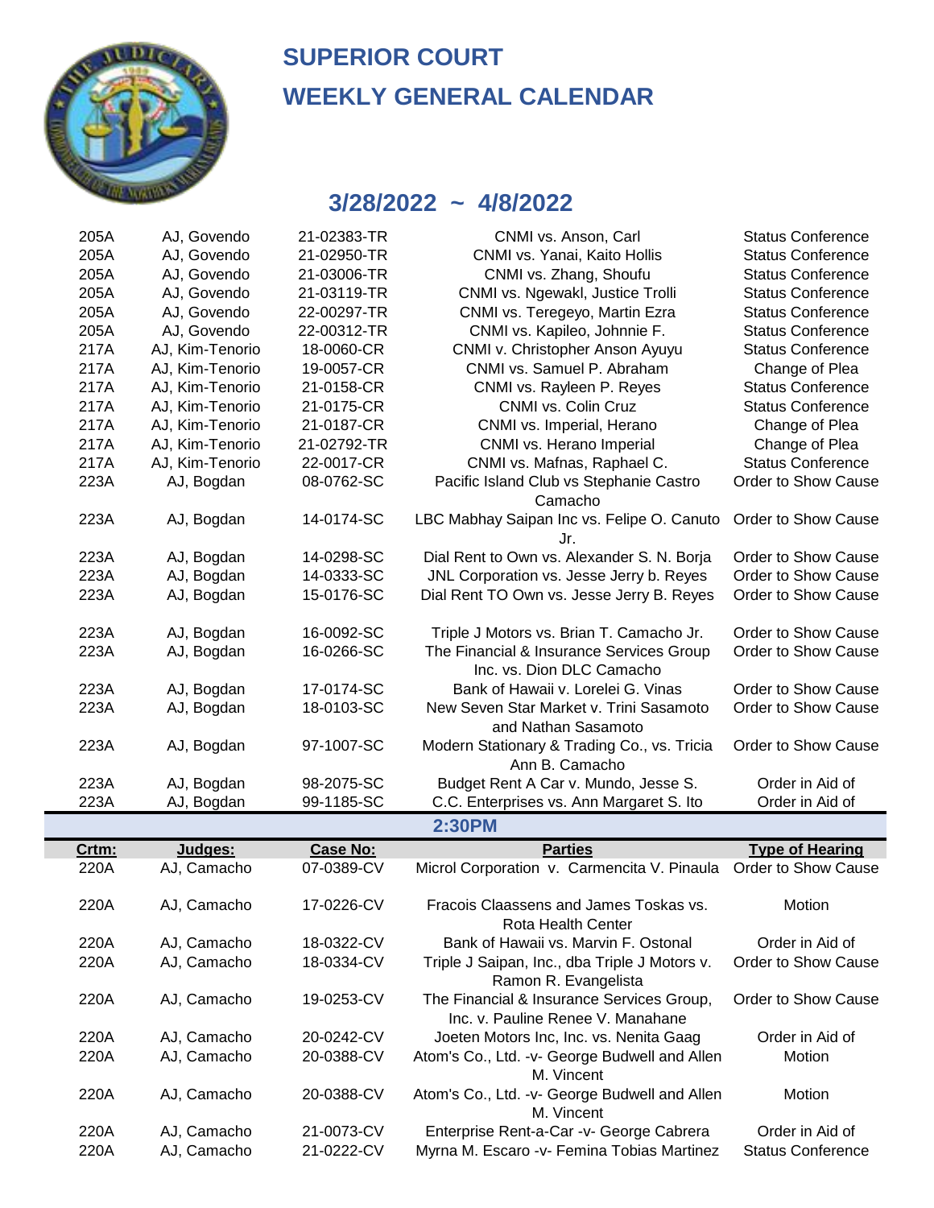# SUPERIOR COURT

## WEEKLY GENERAL CALENDAR

## 3/28/2022 ~ 4/8/2022

| | | | | |
|---|---|---|---|---|
| 205A | AJ, Govendo | 21-02383-TR | CNMI vs. Anson, Carl | Status Conference |
| 205A | AJ, Govendo | 21-02950-TR | CNMI vs. Yanai, Kaito Hollis | Status Conference |
| 205A | AJ, Govendo | 21-03006-TR | CNMI vs. Zhang, Shoufu | Status Conference |
| 205A | AJ, Govendo | 21-03119-TR | CNMI vs. Ngewakl, Justice Trolli | Status Conference |
| 205A | AJ, Govendo | 22-00297-TR | CNMI vs. Teregeyo, Martin Ezra | Status Conference |
| 205A | AJ, Govendo | 22-00312-TR | CNMI vs. Kapileo, Johnnie F. | Status Conference |
| 217A | AJ, Kim-Tenorio | 18-0060-CR | CNMI v. Christopher Anson Ayuyu | Status Conference |
| 217A | AJ, Kim-Tenorio | 19-0057-CR | CNMI vs. Samuel P. Abraham | Change of Plea |
| 217A | AJ, Kim-Tenorio | 21-0158-CR | CNMI vs. Rayleen P. Reyes | Status Conference |
| 217A | AJ, Kim-Tenorio | 21-0175-CR | CNMI vs. Colin Cruz | Status Conference |
| 217A | AJ, Kim-Tenorio | 21-0187-CR | CNMI vs. Imperial, Herano | Change of Plea |
| 217A | AJ, Kim-Tenorio | 21-02792-TR | CNMI vs. Herano Imperial | Change of Plea |
| 217A | AJ, Kim-Tenorio | 22-0017-CR | CNMI vs. Mafnas, Raphael C. | Status Conference |
| 223A | AJ, Bogdan | 08-0762-SC | Pacific Island Club vs Stephanie Castro Camacho | Order to Show Cause |
| 223A | AJ, Bogdan | 14-0174-SC | LBC Mabhay Saipan Inc vs. Felipe O. Canuto Jr. | Order to Show Cause |
| 223A | AJ, Bogdan | 14-0298-SC | Dial Rent to Own vs. Alexander S. N. Borja | Order to Show Cause |
| 223A | AJ, Bogdan | 14-0333-SC | JNL Corporation vs. Jesse Jerry b. Reyes | Order to Show Cause |
| 223A | AJ, Bogdan | 15-0176-SC | Dial Rent TO Own vs. Jesse Jerry B. Reyes | Order to Show Cause |
| 223A | AJ, Bogdan | 16-0092-SC | Triple J Motors vs. Brian T. Camacho Jr. | Order to Show Cause |
| 223A | AJ, Bogdan | 16-0266-SC | The Financial & Insurance Services Group Inc. vs. Dion DLC Camacho | Order to Show Cause |
| 223A | AJ, Bogdan | 17-0174-SC | Bank of Hawaii v. Lorelei G. Vinas | Order to Show Cause |
| 223A | AJ, Bogdan | 18-0103-SC | New Seven Star Market v. Trini Sasamoto and Nathan Sasamoto | Order to Show Cause |
| 223A | AJ, Bogdan | 97-1007-SC | Modern Stationary & Trading Co., vs. Tricia Ann B. Camacho | Order to Show Cause |
| 223A | AJ, Bogdan | 98-2075-SC | Budget Rent A Car v. Mundo, Jesse S. | Order in Aid of |
| 223A | AJ, Bogdan | 99-1185-SC | C.C. Enterprises vs. Ann Margaret S. Ito | Order in Aid of |

**2:30PM**

| Crtm: | Judges: | Case No: | Parties | Type of Hearing |
|---|---|---|---|---|
| 220A | AJ, Camacho | 07-0389-CV | Microl Corporation v. Carmencita V. Pinaula | Order to Show Cause |
| 220A | AJ, Camacho | 17-0226-CV | Fracois Claassens and James Toskas vs. Rota Health Center | Motion |
| 220A | AJ, Camacho | 18-0322-CV | Bank of Hawaii vs. Marvin F. Ostonal | Order in Aid of |
| 220A | AJ, Camacho | 18-0334-CV | Triple J Saipan, Inc., dba Triple J Motors v. Ramon R. Evangelista | Order to Show Cause |
| 220A | AJ, Camacho | 19-0253-CV | The Financial & Insurance Services Group, Inc. v. Pauline Renee V. Manahane | Order to Show Cause |
| 220A | AJ, Camacho | 20-0242-CV | Joeten Motors Inc, Inc. vs. Nenita Gaag | Order in Aid of |
| 220A | AJ, Camacho | 20-0388-CV | Atom's Co., Ltd. -v- George Budwell and Allen M. Vincent | Motion |
| 220A | AJ, Camacho | 20-0388-CV | Atom's Co., Ltd. -v- George Budwell and Allen M. Vincent | Motion |
| 220A | AJ, Camacho | 21-0073-CV | Enterprise Rent-a-Car -v- George Cabrera | Order in Aid of |
| 220A | AJ, Camacho | 21-0222-CV | Myrna M. Escaro -v- Femina Tobias Martinez | Status Conference |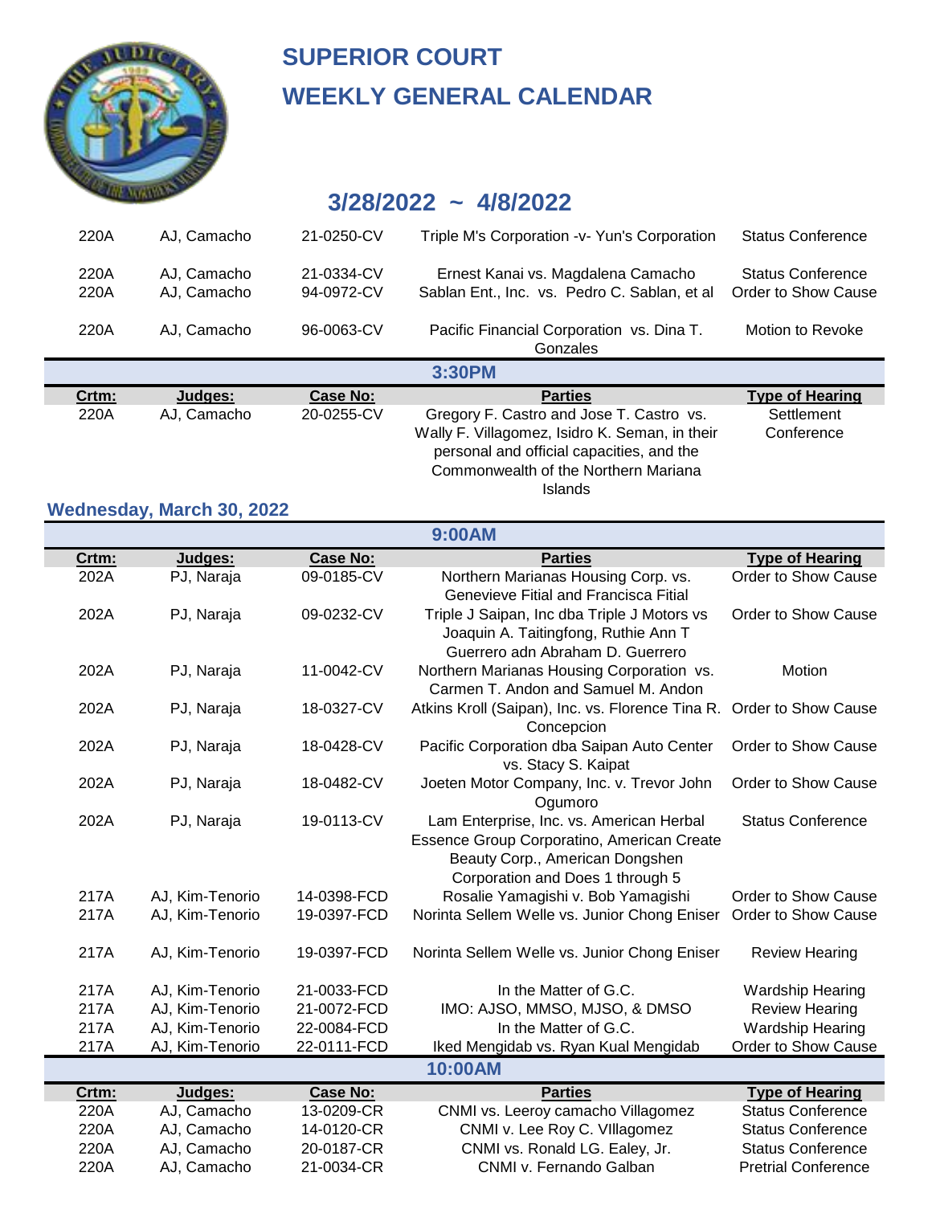# SUPERIOR COURT
# WEEKLY GENERAL CALENDAR

## 3/28/2022 ~ 4/8/2022

| Crtm: | Judges: | Case No: | Parties | Type of Hearing |
|---|---|---|---|---|
| 220A | AJ, Camacho | 21-0250-CV | Triple M's Corporation -v- Yun's Corporation | Status Conference |
| 220A | AJ, Camacho | 21-0334-CV | Ernest Kanai vs. Magdalena Camacho | Status Conference |
| 220A | AJ, Camacho | 94-0972-CV | Sablan Ent., Inc. vs. Pedro C. Sablan, et al | Order to Show Cause |
| 220A | AJ, Camacho | 96-0063-CV | Pacific Financial Corporation vs. Dina T. Gonzales | Motion to Revoke |

**3:30PM**

| Crtm: | Judges: | Case No: | Parties | Type of Hearing |
|---|---|---|---|---|
| 220A | AJ, Camacho | 20-0255-CV | Gregory F. Castro and Jose T. Castro vs. Wally F. Villagomez, Isidro K. Seman, in their personal and official capacities, and the Commonwealth of the Northern Mariana Islands | Settlement Conference |

### Wednesday, March 30, 2022

**9:00AM**

| Crtm: | Judges: | Case No: | Parties | Type of Hearing |
|---|---|---|---|---|
| 202A | PJ, Naraja | 09-0185-CV | Northern Marianas Housing Corp. vs. Genevieve Fitial and Francisca Fitial | Order to Show Cause |
| 202A | PJ, Naraja | 09-0232-CV | Triple J Saipan, Inc dba Triple J Motors vs Joaquin A. Taitingfong, Ruthie Ann T Guerrero adn Abraham D. Guerrero | Order to Show Cause |
| 202A | PJ, Naraja | 11-0042-CV | Northern Marianas Housing Corporation vs. Carmen T. Andon and Samuel M. Andon | Motion |
| 202A | PJ, Naraja | 18-0327-CV | Atkins Kroll (Saipan), Inc. vs. Florence Tina R. Concepcion | Order to Show Cause |
| 202A | PJ, Naraja | 18-0428-CV | Pacific Corporation dba Saipan Auto Center vs. Stacy S. Kaipat | Order to Show Cause |
| 202A | PJ, Naraja | 18-0482-CV | Joeten Motor Company, Inc. v. Trevor John Ogumoro | Order to Show Cause |
| 202A | PJ, Naraja | 19-0113-CV | Lam Enterprise, Inc. vs. American Herbal Essence Group Corporatino, American Create Beauty Corp., American Dongshen Corporation and Does 1 through 5 | Status Conference |
| 217A | AJ, Kim-Tenorio | 14-0398-FCD | Rosalie Yamagishi v. Bob Yamagishi | Order to Show Cause |
| 217A | AJ, Kim-Tenorio | 19-0397-FCD | Norinta Sellem Welle vs. Junior Chong Eniser | Order to Show Cause |
| 217A | AJ, Kim-Tenorio | 19-0397-FCD | Norinta Sellem Welle vs. Junior Chong Eniser | Review Hearing |
| 217A | AJ, Kim-Tenorio | 21-0033-FCD | In the Matter of G.C. | Wardship Hearing |
| 217A | AJ, Kim-Tenorio | 21-0072-FCD | IMO: AJSO, MMSO, MJSO, & DMSO | Review Hearing |
| 217A | AJ, Kim-Tenorio | 22-0084-FCD | In the Matter of G.C. | Wardship Hearing |
| 217A | AJ, Kim-Tenorio | 22-0111-FCD | Iked Mengidab vs. Ryan Kual Mengidab | Order to Show Cause |

**10:00AM**

| Crtm: | Judges: | Case No: | Parties | Type of Hearing |
|---|---|---|---|---|
| 220A | AJ, Camacho | 13-0209-CR | CNMI vs. Leeroy camacho Villagomez | Status Conference |
| 220A | AJ, Camacho | 14-0120-CR | CNMI v. Lee Roy C. VIllagomez | Status Conference |
| 220A | AJ, Camacho | 20-0187-CR | CNMI vs. Ronald LG. Ealey, Jr. | Status Conference |
| 220A | AJ, Camacho | 21-0034-CR | CNMI v. Fernando Galban | Pretrial Conference |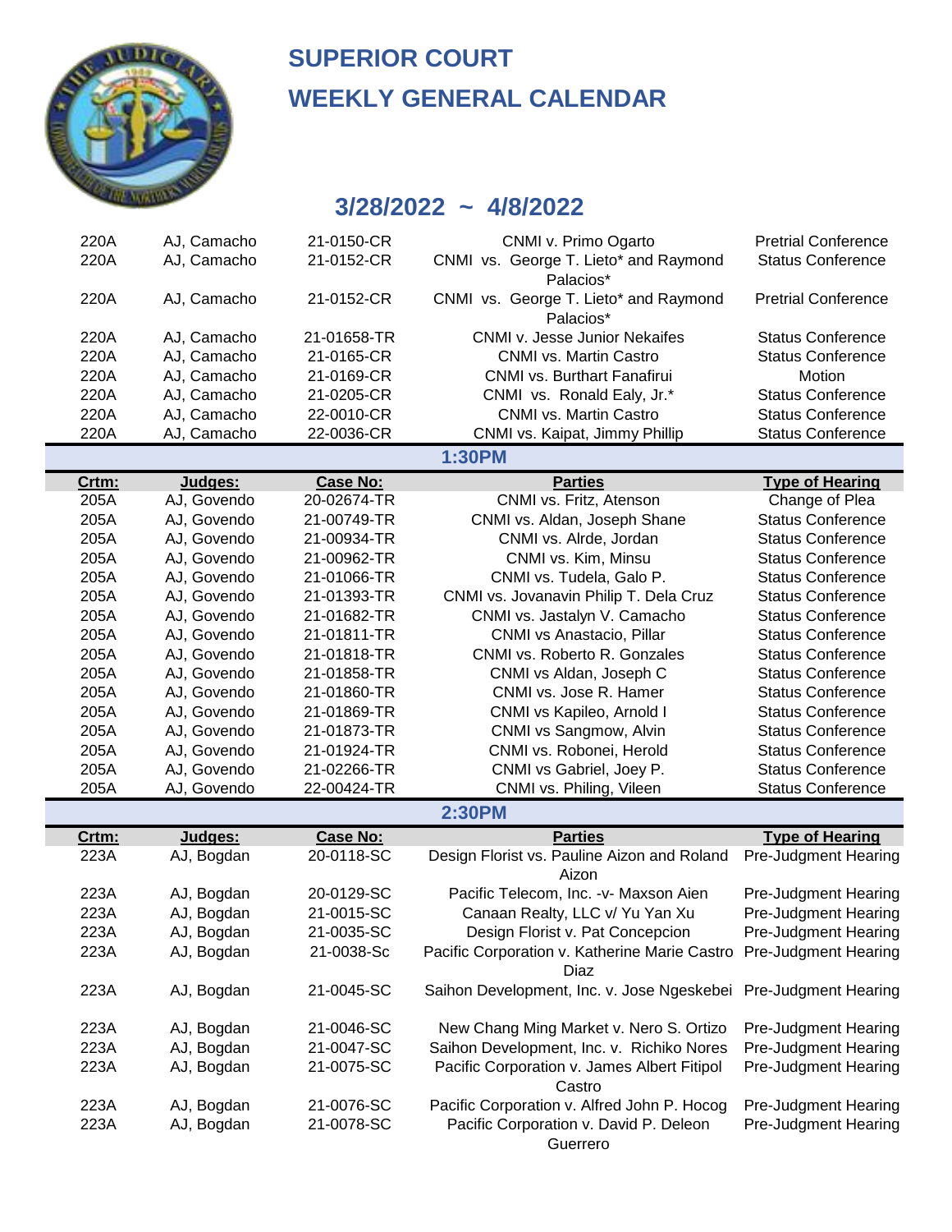# SUPERIOR COURT

# WEEKLY GENERAL CALENDAR

## 3/28/2022 ~ 4/8/2022

| | | | | |
|---|---|---|---|---|
| 220A | AJ, Camacho | 21-0150-CR | CNMI v. Primo Ogarto | Pretrial Conference |
| 220A | AJ, Camacho | 21-0152-CR | CNMI vs. George T. Lieto* and Raymond Palacios* | Status Conference |
| 220A | AJ, Camacho | 21-0152-CR | CNMI vs. George T. Lieto* and Raymond Palacios* | Pretrial Conference |
| 220A | AJ, Camacho | 21-01658-TR | CNMI v. Jesse Junior Nekaifes | Status Conference |
| 220A | AJ, Camacho | 21-0165-CR | CNMI vs. Martin Castro | Status Conference |
| 220A | AJ, Camacho | 21-0169-CR | CNMI vs. Burthart Fanafirui | Motion |
| 220A | AJ, Camacho | 21-0205-CR | CNMI vs. Ronald Ealy, Jr.* | Status Conference |
| 220A | AJ, Camacho | 22-0010-CR | CNMI vs. Martin Castro | Status Conference |
| 220A | AJ, Camacho | 22-0036-CR | CNMI vs. Kaipat, Jimmy Phillip | Status Conference |

### 1:30PM

| Crtm: | Judges: | Case No: | Parties | Type of Hearing |
|---|---|---|---|---|
| 205A | AJ, Govendo | 20-02674-TR | CNMI vs. Fritz, Atenson | Change of Plea |
| 205A | AJ, Govendo | 21-00749-TR | CNMI vs. Aldan, Joseph Shane | Status Conference |
| 205A | AJ, Govendo | 21-00934-TR | CNMI vs. Alrde, Jordan | Status Conference |
| 205A | AJ, Govendo | 21-00962-TR | CNMI vs. Kim, Minsu | Status Conference |
| 205A | AJ, Govendo | 21-01066-TR | CNMI vs. Tudela, Galo P. | Status Conference |
| 205A | AJ, Govendo | 21-01393-TR | CNMI vs. Jovanavin Philip T. Dela Cruz | Status Conference |
| 205A | AJ, Govendo | 21-01682-TR | CNMI vs. Jastalyn V. Camacho | Status Conference |
| 205A | AJ, Govendo | 21-01811-TR | CNMI vs Anastacio, Pillar | Status Conference |
| 205A | AJ, Govendo | 21-01818-TR | CNMI vs. Roberto R. Gonzales | Status Conference |
| 205A | AJ, Govendo | 21-01858-TR | CNMI vs Aldan, Joseph C | Status Conference |
| 205A | AJ, Govendo | 21-01860-TR | CNMI vs. Jose R. Hamer | Status Conference |
| 205A | AJ, Govendo | 21-01869-TR | CNMI vs Kapileo, Arnold I | Status Conference |
| 205A | AJ, Govendo | 21-01873-TR | CNMI vs Sangmow, Alvin | Status Conference |
| 205A | AJ, Govendo | 21-01924-TR | CNMI vs. Robonei, Herold | Status Conference |
| 205A | AJ, Govendo | 21-02266-TR | CNMI vs Gabriel, Joey P. | Status Conference |
| 205A | AJ, Govendo | 22-00424-TR | CNMI vs. Philing, Vileen | Status Conference |

### 2:30PM

| Crtm: | Judges: | Case No: | Parties | Type of Hearing |
|---|---|---|---|---|
| 223A | AJ, Bogdan | 20-0118-SC | Design Florist vs. Pauline Aizon and Roland Aizon | Pre-Judgment Hearing |
| 223A | AJ, Bogdan | 20-0129-SC | Pacific Telecom, Inc. -v- Maxson Aien | Pre-Judgment Hearing |
| 223A | AJ, Bogdan | 21-0015-SC | Canaan Realty, LLC v/ Yu Yan Xu | Pre-Judgment Hearing |
| 223A | AJ, Bogdan | 21-0035-SC | Design Florist v. Pat Concepcion | Pre-Judgment Hearing |
| 223A | AJ, Bogdan | 21-0038-Sc | Pacific Corporation v. Katherine Marie Castro Diaz | Pre-Judgment Hearing |
| 223A | AJ, Bogdan | 21-0045-SC | Saihon Development, Inc. v. Jose Ngeskebei | Pre-Judgment Hearing |
| 223A | AJ, Bogdan | 21-0046-SC | New Chang Ming Market v. Nero S. Ortizo | Pre-Judgment Hearing |
| 223A | AJ, Bogdan | 21-0047-SC | Saihon Development, Inc. v. Richiko Nores | Pre-Judgment Hearing |
| 223A | AJ, Bogdan | 21-0075-SC | Pacific Corporation v. James Albert Fitipol Castro | Pre-Judgment Hearing |
| 223A | AJ, Bogdan | 21-0076-SC | Pacific Corporation v. Alfred John P. Hocog | Pre-Judgment Hearing |
| 223A | AJ, Bogdan | 21-0078-SC | Pacific Corporation v. David P. Deleon Guerrero | Pre-Judgment Hearing |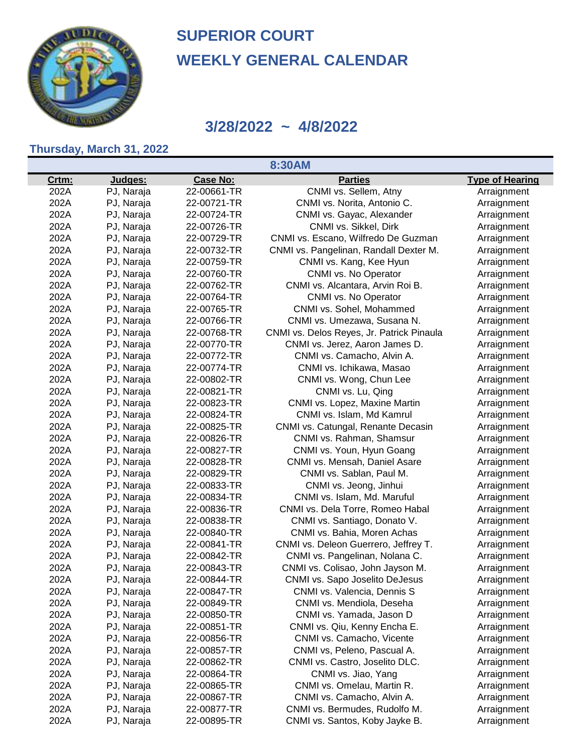# SUPERIOR COURT
# WEEKLY GENERAL CALENDAR

## 3/28/2022 ~ 4/8/2022

### Thursday, March 31, 2022

**8:30AM**

| Crtm: | Judges: | Case No: | Parties | Type of Hearing |
|---|---|---|---|---|
| 202A | PJ, Naraja | 22-00661-TR | CNMI vs. Sellem, Atny | Arraignment |
| 202A | PJ, Naraja | 22-00721-TR | CNMI vs. Norita, Antonio C. | Arraignment |
| 202A | PJ, Naraja | 22-00724-TR | CNMI vs. Gayac, Alexander | Arraignment |
| 202A | PJ, Naraja | 22-00726-TR | CNMI vs. Sikkel, Dirk | Arraignment |
| 202A | PJ, Naraja | 22-00729-TR | CNMI vs. Escano, Wilfredo De Guzman | Arraignment |
| 202A | PJ, Naraja | 22-00732-TR | CNMI vs. Pangelinan, Randall Dexter M. | Arraignment |
| 202A | PJ, Naraja | 22-00759-TR | CNMI vs. Kang, Kee Hyun | Arraignment |
| 202A | PJ, Naraja | 22-00760-TR | CNMI vs. No Operator | Arraignment |
| 202A | PJ, Naraja | 22-00762-TR | CNMI vs. Alcantara, Arvin Roi B. | Arraignment |
| 202A | PJ, Naraja | 22-00764-TR | CNMI vs. No Operator | Arraignment |
| 202A | PJ, Naraja | 22-00765-TR | CNMI vs. Sohel, Mohammed | Arraignment |
| 202A | PJ, Naraja | 22-00766-TR | CNMI vs. Umezawa, Susana N. | Arraignment |
| 202A | PJ, Naraja | 22-00768-TR | CNMI vs. Delos Reyes, Jr. Patrick Pinaula | Arraignment |
| 202A | PJ, Naraja | 22-00770-TR | CNMI vs. Jerez, Aaron James D. | Arraignment |
| 202A | PJ, Naraja | 22-00772-TR | CNMI vs. Camacho, Alvin A. | Arraignment |
| 202A | PJ, Naraja | 22-00774-TR | CNMI vs. Ichikawa, Masao | Arraignment |
| 202A | PJ, Naraja | 22-00802-TR | CNMI vs. Wong, Chun Lee | Arraignment |
| 202A | PJ, Naraja | 22-00821-TR | CNMI vs. Lu, Qing | Arraignment |
| 202A | PJ, Naraja | 22-00823-TR | CNMI vs. Lopez, Maxine Martin | Arraignment |
| 202A | PJ, Naraja | 22-00824-TR | CNMI vs. Islam, Md Kamrul | Arraignment |
| 202A | PJ, Naraja | 22-00825-TR | CNMI vs. Catungal, Renante Decasin | Arraignment |
| 202A | PJ, Naraja | 22-00826-TR | CNMI vs. Rahman, Shamsur | Arraignment |
| 202A | PJ, Naraja | 22-00827-TR | CNMI vs. Youn, Hyun Goang | Arraignment |
| 202A | PJ, Naraja | 22-00828-TR | CNMI vs. Mensah, Daniel Asare | Arraignment |
| 202A | PJ, Naraja | 22-00829-TR | CNMI vs. Sablan, Paul M. | Arraignment |
| 202A | PJ, Naraja | 22-00833-TR | CNMI vs. Jeong, Jinhui | Arraignment |
| 202A | PJ, Naraja | 22-00834-TR | CNMI vs. Islam, Md. Maruful | Arraignment |
| 202A | PJ, Naraja | 22-00836-TR | CNMI vs. Dela Torre, Romeo Habal | Arraignment |
| 202A | PJ, Naraja | 22-00838-TR | CNMI vs. Santiago, Donato V. | Arraignment |
| 202A | PJ, Naraja | 22-00840-TR | CNMI vs. Bahia, Moren Achas | Arraignment |
| 202A | PJ, Naraja | 22-00841-TR | CNMI vs. Deleon Guerrero, Jeffrey T. | Arraignment |
| 202A | PJ, Naraja | 22-00842-TR | CNMI vs. Pangelinan, Nolana C. | Arraignment |
| 202A | PJ, Naraja | 22-00843-TR | CNMI vs. Colisao, John Jayson M. | Arraignment |
| 202A | PJ, Naraja | 22-00844-TR | CNMI vs. Sapo Joselito DeJesus | Arraignment |
| 202A | PJ, Naraja | 22-00847-TR | CNMI vs. Valencia, Dennis S | Arraignment |
| 202A | PJ, Naraja | 22-00849-TR | CNMI vs. Mendiola, Deseha | Arraignment |
| 202A | PJ, Naraja | 22-00850-TR | CNMI vs. Yamada, Jason D | Arraignment |
| 202A | PJ, Naraja | 22-00851-TR | CNMI vs. Qiu, Kenny Encha E. | Arraignment |
| 202A | PJ, Naraja | 22-00856-TR | CNMI vs. Camacho, Vicente | Arraignment |
| 202A | PJ, Naraja | 22-00857-TR | CNMI vs, Peleno, Pascual A. | Arraignment |
| 202A | PJ, Naraja | 22-00862-TR | CNMI vs. Castro, Joselito DLC. | Arraignment |
| 202A | PJ, Naraja | 22-00864-TR | CNMI vs. Jiao, Yang | Arraignment |
| 202A | PJ, Naraja | 22-00865-TR | CNMI vs. Omelau, Martin R. | Arraignment |
| 202A | PJ, Naraja | 22-00867-TR | CNMI vs. Camacho, Alvin A. | Arraignment |
| 202A | PJ, Naraja | 22-00877-TR | CNMI vs. Bermudes, Rudolfo M. | Arraignment |
| 202A | PJ, Naraja | 22-00895-TR | CNMI vs. Santos, Koby Jayke B. | Arraignment |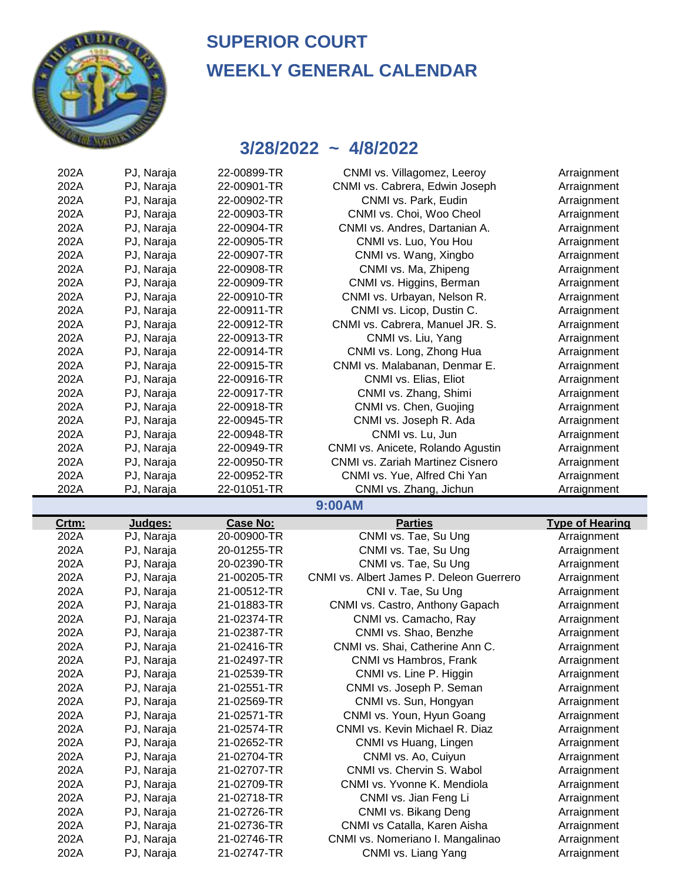# SUPERIOR COURT
# WEEKLY GENERAL CALENDAR

## 3/28/2022 ~ 4/8/2022

| | | | | |
|---|---|---|---|---|
| 202A | PJ, Naraja | 22-00899-TR | CNMI vs. Villagomez, Leeroy | Arraignment |
| 202A | PJ, Naraja | 22-00901-TR | CNMI vs. Cabrera, Edwin Joseph | Arraignment |
| 202A | PJ, Naraja | 22-00902-TR | CNMI vs. Park, Eudin | Arraignment |
| 202A | PJ, Naraja | 22-00903-TR | CNMI vs. Choi, Woo Cheol | Arraignment |
| 202A | PJ, Naraja | 22-00904-TR | CNMI vs. Andres, Dartanian A. | Arraignment |
| 202A | PJ, Naraja | 22-00905-TR | CNMI vs. Luo, You Hou | Arraignment |
| 202A | PJ, Naraja | 22-00907-TR | CNMI vs. Wang, Xingbo | Arraignment |
| 202A | PJ, Naraja | 22-00908-TR | CNMI vs. Ma, Zhipeng | Arraignment |
| 202A | PJ, Naraja | 22-00909-TR | CNMI vs. Higgins, Berman | Arraignment |
| 202A | PJ, Naraja | 22-00910-TR | CNMI vs. Urbayan, Nelson R. | Arraignment |
| 202A | PJ, Naraja | 22-00911-TR | CNMI vs. Licop, Dustin C. | Arraignment |
| 202A | PJ, Naraja | 22-00912-TR | CNMI vs. Cabrera, Manuel JR. S. | Arraignment |
| 202A | PJ, Naraja | 22-00913-TR | CNMI vs. Liu, Yang | Arraignment |
| 202A | PJ, Naraja | 22-00914-TR | CNMI vs. Long, Zhong Hua | Arraignment |
| 202A | PJ, Naraja | 22-00915-TR | CNMI vs. Malabanan, Denmar E. | Arraignment |
| 202A | PJ, Naraja | 22-00916-TR | CNMI vs. Elias, Eliot | Arraignment |
| 202A | PJ, Naraja | 22-00917-TR | CNMI vs. Zhang, Shimi | Arraignment |
| 202A | PJ, Naraja | 22-00918-TR | CNMI vs. Chen, Guojing | Arraignment |
| 202A | PJ, Naraja | 22-00945-TR | CNMI vs. Joseph R. Ada | Arraignment |
| 202A | PJ, Naraja | 22-00948-TR | CNMI vs. Lu, Jun | Arraignment |
| 202A | PJ, Naraja | 22-00949-TR | CNMI vs. Anicete, Rolando Agustin | Arraignment |
| 202A | PJ, Naraja | 22-00950-TR | CNMI vs. Zariah Martinez Cisnero | Arraignment |
| 202A | PJ, Naraja | 22-00952-TR | CNMI vs. Yue, Alfred Chi Yan | Arraignment |
| 202A | PJ, Naraja | 22-01051-TR | CNMI vs. Zhang, Jichun | Arraignment |

### 9:00AM

| Crtm: | Judges: | Case No: | Parties | Type of Hearing |
|---|---|---|---|---|
| 202A | PJ, Naraja | 20-00900-TR | CNMI vs. Tae, Su Ung | Arraignment |
| 202A | PJ, Naraja | 20-01255-TR | CNMI vs. Tae, Su Ung | Arraignment |
| 202A | PJ, Naraja | 20-02390-TR | CNMI vs. Tae, Su Ung | Arraignment |
| 202A | PJ, Naraja | 21-00205-TR | CNMI vs. Albert James P. Deleon Guerrero | Arraignment |
| 202A | PJ, Naraja | 21-00512-TR | CNI v. Tae, Su Ung | Arraignment |
| 202A | PJ, Naraja | 21-01883-TR | CNMI vs. Castro, Anthony Gapach | Arraignment |
| 202A | PJ, Naraja | 21-02374-TR | CNMI vs. Camacho, Ray | Arraignment |
| 202A | PJ, Naraja | 21-02387-TR | CNMI vs. Shao, Benzhe | Arraignment |
| 202A | PJ, Naraja | 21-02416-TR | CNMI vs. Shai, Catherine Ann C. | Arraignment |
| 202A | PJ, Naraja | 21-02497-TR | CNMI vs Hambros, Frank | Arraignment |
| 202A | PJ, Naraja | 21-02539-TR | CNMI vs. Line P. Higgin | Arraignment |
| 202A | PJ, Naraja | 21-02551-TR | CNMI vs. Joseph P. Seman | Arraignment |
| 202A | PJ, Naraja | 21-02569-TR | CNMI vs. Sun, Hongyan | Arraignment |
| 202A | PJ, Naraja | 21-02571-TR | CNMI vs. Youn, Hyun Goang | Arraignment |
| 202A | PJ, Naraja | 21-02574-TR | CNMI vs. Kevin Michael R. Diaz | Arraignment |
| 202A | PJ, Naraja | 21-02652-TR | CNMI vs Huang, Lingen | Arraignment |
| 202A | PJ, Naraja | 21-02704-TR | CNMI vs. Ao, Cuiyun | Arraignment |
| 202A | PJ, Naraja | 21-02707-TR | CNMI vs. Chervin S. Wabol | Arraignment |
| 202A | PJ, Naraja | 21-02709-TR | CNMI vs. Yvonne K. Mendiola | Arraignment |
| 202A | PJ, Naraja | 21-02718-TR | CNMI vs. Jian Feng Li | Arraignment |
| 202A | PJ, Naraja | 21-02726-TR | CNMI vs. Bikang Deng | Arraignment |
| 202A | PJ, Naraja | 21-02736-TR | CNMI vs Catalla, Karen Aisha | Arraignment |
| 202A | PJ, Naraja | 21-02746-TR | CNMI vs. Nomeriano I. Mangalinao | Arraignment |
| 202A | PJ, Naraja | 21-02747-TR | CNMI vs. Liang Yang | Arraignment |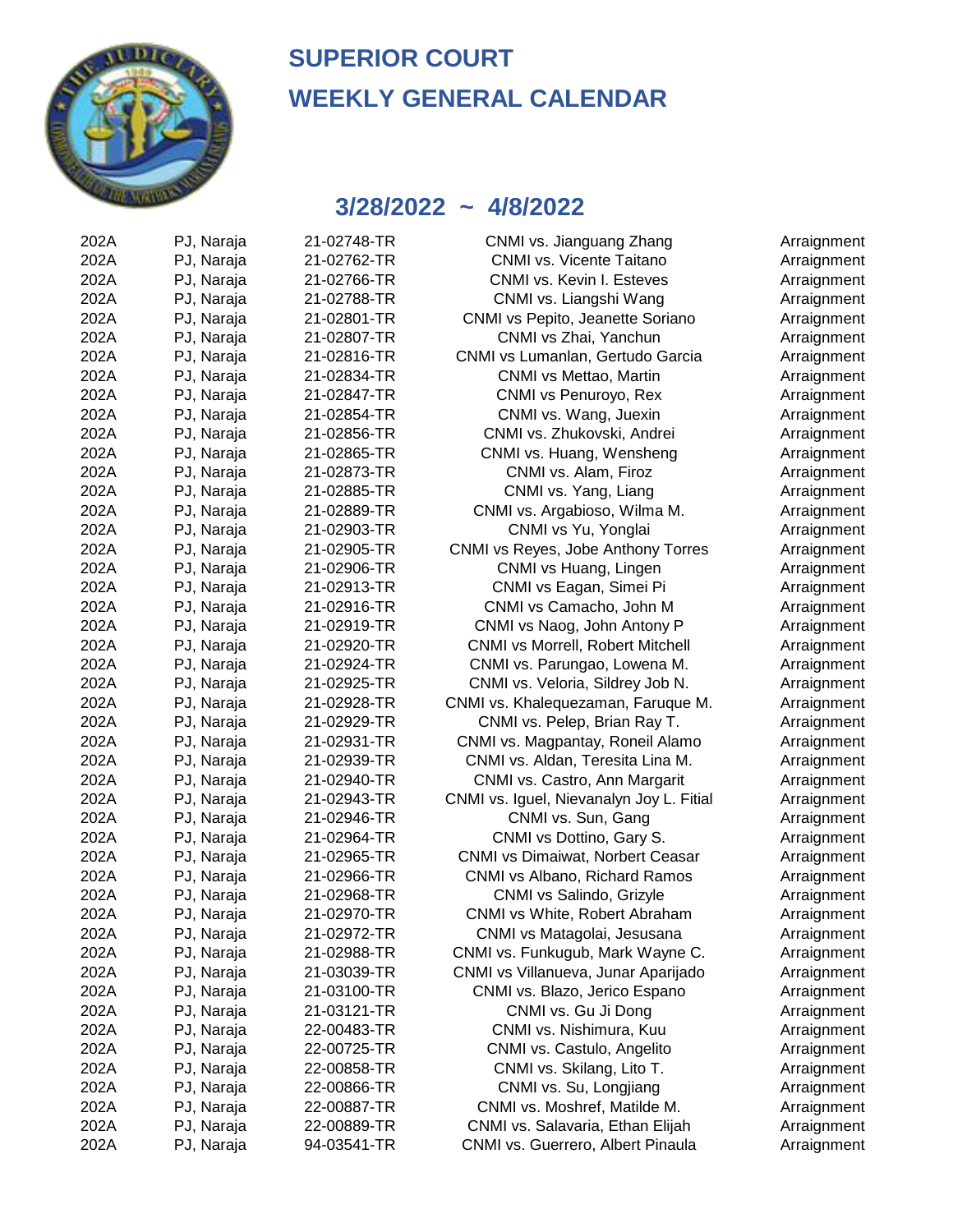# SUPERIOR COURT
# WEEKLY GENERAL CALENDAR

## 3/28/2022 ~ 4/8/2022

| | | | | |
|---|---|---|---|---|
| 202A | PJ, Naraja | 21-02748-TR | CNMI vs. Jianguang Zhang | Arraignment |
| 202A | PJ, Naraja | 21-02762-TR | CNMI vs. Vicente Taitano | Arraignment |
| 202A | PJ, Naraja | 21-02766-TR | CNMI vs. Kevin I. Esteves | Arraignment |
| 202A | PJ, Naraja | 21-02788-TR | CNMI vs. Liangshi Wang | Arraignment |
| 202A | PJ, Naraja | 21-02801-TR | CNMI vs Pepito, Jeanette Soriano | Arraignment |
| 202A | PJ, Naraja | 21-02807-TR | CNMI vs Zhai, Yanchun | Arraignment |
| 202A | PJ, Naraja | 21-02816-TR | CNMI vs Lumanlan, Gertudo Garcia | Arraignment |
| 202A | PJ, Naraja | 21-02834-TR | CNMI vs Mettao, Martin | Arraignment |
| 202A | PJ, Naraja | 21-02847-TR | CNMI vs Penuroyo, Rex | Arraignment |
| 202A | PJ, Naraja | 21-02854-TR | CNMI vs. Wang, Juexin | Arraignment |
| 202A | PJ, Naraja | 21-02856-TR | CNMI vs. Zhukovski, Andrei | Arraignment |
| 202A | PJ, Naraja | 21-02865-TR | CNMI vs. Huang, Wensheng | Arraignment |
| 202A | PJ, Naraja | 21-02873-TR | CNMI vs. Alam, Firoz | Arraignment |
| 202A | PJ, Naraja | 21-02885-TR | CNMI vs. Yang, Liang | Arraignment |
| 202A | PJ, Naraja | 21-02889-TR | CNMI vs. Argabioso, Wilma M. | Arraignment |
| 202A | PJ, Naraja | 21-02903-TR | CNMI vs Yu, Yonglai | Arraignment |
| 202A | PJ, Naraja | 21-02905-TR | CNMI vs Reyes, Jobe Anthony Torres | Arraignment |
| 202A | PJ, Naraja | 21-02906-TR | CNMI vs Huang, Lingen | Arraignment |
| 202A | PJ, Naraja | 21-02913-TR | CNMI vs Eagan, Simei Pi | Arraignment |
| 202A | PJ, Naraja | 21-02916-TR | CNMI vs Camacho, John M | Arraignment |
| 202A | PJ, Naraja | 21-02919-TR | CNMI vs Naog, John Antony P | Arraignment |
| 202A | PJ, Naraja | 21-02920-TR | CNMI vs Morrell, Robert Mitchell | Arraignment |
| 202A | PJ, Naraja | 21-02924-TR | CNMI vs. Parungao, Lowena M. | Arraignment |
| 202A | PJ, Naraja | 21-02925-TR | CNMI vs. Veloria, Sildrey Job N. | Arraignment |
| 202A | PJ, Naraja | 21-02928-TR | CNMI vs. Khalequezaman, Faruque M. | Arraignment |
| 202A | PJ, Naraja | 21-02929-TR | CNMI vs. Pelep, Brian Ray T. | Arraignment |
| 202A | PJ, Naraja | 21-02931-TR | CNMI vs. Magpantay, Roneil Alamo | Arraignment |
| 202A | PJ, Naraja | 21-02939-TR | CNMI vs. Aldan, Teresita Lina M. | Arraignment |
| 202A | PJ, Naraja | 21-02940-TR | CNMI vs. Castro, Ann Margarit | Arraignment |
| 202A | PJ, Naraja | 21-02943-TR | CNMI vs. Iguel, Nievanalyn Joy L. Fitial | Arraignment |
| 202A | PJ, Naraja | 21-02946-TR | CNMI vs. Sun, Gang | Arraignment |
| 202A | PJ, Naraja | 21-02964-TR | CNMI vs Dottino, Gary S. | Arraignment |
| 202A | PJ, Naraja | 21-02965-TR | CNMI vs Dimaiwat, Norbert Ceasar | Arraignment |
| 202A | PJ, Naraja | 21-02966-TR | CNMI vs Albano, Richard Ramos | Arraignment |
| 202A | PJ, Naraja | 21-02968-TR | CNMI vs Salindo, Grizyle | Arraignment |
| 202A | PJ, Naraja | 21-02970-TR | CNMI vs White, Robert Abraham | Arraignment |
| 202A | PJ, Naraja | 21-02972-TR | CNMI vs Matagolai, Jesusana | Arraignment |
| 202A | PJ, Naraja | 21-02988-TR | CNMI vs. Funkugub, Mark Wayne C. | Arraignment |
| 202A | PJ, Naraja | 21-03039-TR | CNMI vs Villanueva, Junar Aparijado | Arraignment |
| 202A | PJ, Naraja | 21-03100-TR | CNMI vs. Blazo, Jerico Espano | Arraignment |
| 202A | PJ, Naraja | 21-03121-TR | CNMI vs. Gu Ji Dong | Arraignment |
| 202A | PJ, Naraja | 22-00483-TR | CNMI vs. Nishimura, Kuu | Arraignment |
| 202A | PJ, Naraja | 22-00725-TR | CNMI vs. Castulo, Angelito | Arraignment |
| 202A | PJ, Naraja | 22-00858-TR | CNMI vs. Skilang, Lito T. | Arraignment |
| 202A | PJ, Naraja | 22-00866-TR | CNMI vs. Su, Longjiang | Arraignment |
| 202A | PJ, Naraja | 22-00887-TR | CNMI vs. Moshref, Matilde M. | Arraignment |
| 202A | PJ, Naraja | 22-00889-TR | CNMI vs. Salavaria, Ethan Elijah | Arraignment |
| 202A | PJ, Naraja | 94-03541-TR | CNMI vs. Guerrero, Albert Pinaula | Arraignment |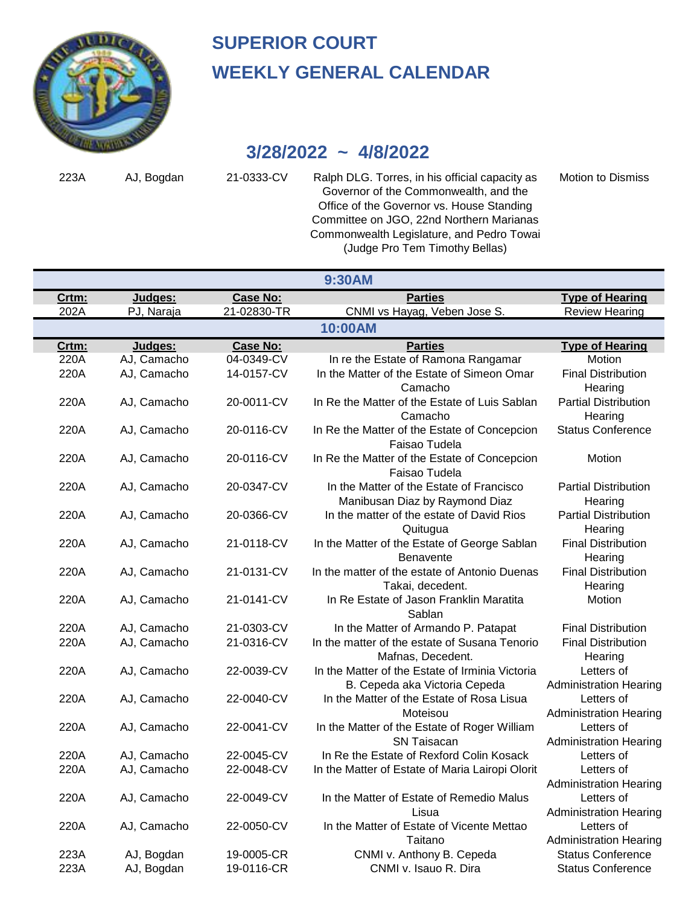# SUPERIOR COURT

# WEEKLY GENERAL CALENDAR

## 3/28/2022 ~ 4/8/2022

| | | | | |
|---|---|---|---|---|
| 223A | AJ, Bogdan | 21-0333-CV | Ralph DLG. Torres, in his official capacity as Governor of the Commonwealth, and the Office of the Governor vs. House Standing Committee on JGO, 22nd Northern Marianas Commonwealth Legislature, and Pedro Towai (Judge Pro Tem Timothy Bellas) | Motion to Dismiss |

**9:30AM**

| Crtm: | Judges: | Case No: | Parties | Type of Hearing |
|---|---|---|---|---|
| 202A | PJ, Naraja | 21-02830-TR | CNMI vs Hayag, Veben Jose S. | Review Hearing |

**10:00AM**

| Crtm: | Judges: | Case No: | Parties | Type of Hearing |
|---|---|---|---|---|
| 220A | AJ, Camacho | 04-0349-CV | In re the Estate of Ramona Rangamar | Motion |
| 220A | AJ, Camacho | 14-0157-CV | In the Matter of the Estate of Simeon Omar Camacho | Final Distribution Hearing |
| 220A | AJ, Camacho | 20-0011-CV | In Re the Matter of the Estate of Luis Sablan Camacho | Partial Distribution Hearing |
| 220A | AJ, Camacho | 20-0116-CV | In Re the Matter of the Estate of Concepcion Faisao Tudela | Status Conference |
| 220A | AJ, Camacho | 20-0116-CV | In Re the Matter of the Estate of Concepcion Faisao Tudela | Motion |
| 220A | AJ, Camacho | 20-0347-CV | In the Matter of the Estate of Francisco Manibusan Diaz by Raymond Diaz | Partial Distribution Hearing |
| 220A | AJ, Camacho | 20-0366-CV | In the matter of the estate of David Rios Quitugua | Partial Distribution Hearing |
| 220A | AJ, Camacho | 21-0118-CV | In the Matter of the Estate of George Sablan Benavente | Final Distribution Hearing |
| 220A | AJ, Camacho | 21-0131-CV | In the matter of the estate of Antonio Duenas Takai, decedent. | Final Distribution Hearing |
| 220A | AJ, Camacho | 21-0141-CV | In Re Estate of Jason Franklin Maratita Sablan | Motion |
| 220A | AJ, Camacho | 21-0303-CV | In the Matter of Armando P. Patapat | Final Distribution |
| 220A | AJ, Camacho | 21-0316-CV | In the matter of the estate of Susana Tenorio Mafnas, Decedent. | Final Distribution Hearing |
| 220A | AJ, Camacho | 22-0039-CV | In the Matter of the Estate of Irminia Victoria B. Cepeda aka Victoria Cepeda | Letters of Administration Hearing |
| 220A | AJ, Camacho | 22-0040-CV | In the Matter of the Estate of Rosa Lisua Moteisou | Letters of Administration Hearing |
| 220A | AJ, Camacho | 22-0041-CV | In the Matter of the Estate of Roger William SN Taisacan | Letters of Administration Hearing |
| 220A | AJ, Camacho | 22-0045-CV | In Re the Estate of Rexford Colin Kosack | Letters of |
| 220A | AJ, Camacho | 22-0048-CV | In the Matter of Estate of Maria Lairopi Olorit | Letters of Administration Hearing |
| 220A | AJ, Camacho | 22-0049-CV | In the Matter of Estate of Remedio Malus Lisua | Letters of Administration Hearing |
| 220A | AJ, Camacho | 22-0050-CV | In the Matter of Estate of Vicente Mettao Taitano | Letters of Administration Hearing |
| 223A | AJ, Bogdan | 19-0005-CR | CNMI v. Anthony B. Cepeda | Status Conference |
| 223A | AJ, Bogdan | 19-0116-CR | CNMI v. Isauo R. Dira | Status Conference |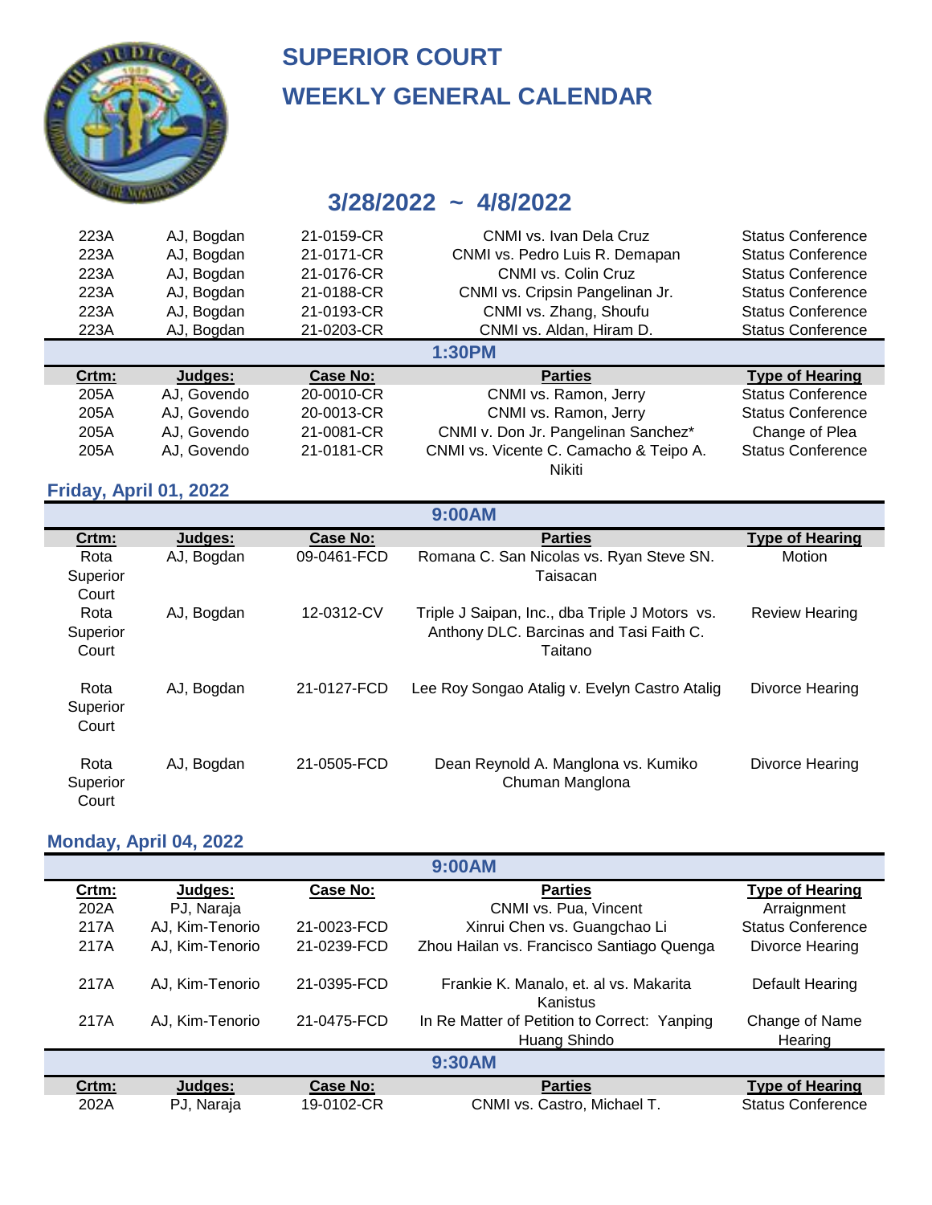# SUPERIOR COURT

# WEEKLY GENERAL CALENDAR

## 3/28/2022 ~ 4/8/2022

| | | | | |
|---|---|---|---|---|
| 223A | AJ, Bogdan | 21-0159-CR | CNMI vs. Ivan Dela Cruz | Status Conference |
| 223A | AJ, Bogdan | 21-0171-CR | CNMI vs. Pedro Luis R. Demapan | Status Conference |
| 223A | AJ, Bogdan | 21-0176-CR | CNMI vs. Colin Cruz | Status Conference |
| 223A | AJ, Bogdan | 21-0188-CR | CNMI vs. Cripsin Pangelinan Jr. | Status Conference |
| 223A | AJ, Bogdan | 21-0193-CR | CNMI vs. Zhang, Shoufu | Status Conference |
| 223A | AJ, Bogdan | 21-0203-CR | CNMI vs. Aldan, Hiram D. | Status Conference |

**1:30PM**

| Crtm: | Judges: | Case No: | Parties | Type of Hearing |
|---|---|---|---|---|
| 205A | AJ, Govendo | 20-0010-CR | CNMI vs. Ramon, Jerry | Status Conference |
| 205A | AJ, Govendo | 20-0013-CR | CNMI vs. Ramon, Jerry | Status Conference |
| 205A | AJ, Govendo | 21-0081-CR | CNMI v. Don Jr. Pangelinan Sanchez* | Change of Plea |
| 205A | AJ, Govendo | 21-0181-CR | CNMI vs. Vicente C. Camacho & Teipo A. Nikiti | Status Conference |

### Friday, April 01, 2022

**9:00AM**

| Crtm: | Judges: | Case No: | Parties | Type of Hearing |
|---|---|---|---|---|
| Rota Superior Court | AJ, Bogdan | 09-0461-FCD | Romana C. San Nicolas vs. Ryan Steve SN. Taisacan | Motion |
| Rota Superior Court | AJ, Bogdan | 12-0312-CV | Triple J Saipan, Inc., dba Triple J Motors vs. Anthony DLC. Barcinas and Tasi Faith C. Taitano | Review Hearing |
| Rota Superior Court | AJ, Bogdan | 21-0127-FCD | Lee Roy Songao Atalig v. Evelyn Castro Atalig | Divorce Hearing |
| Rota Superior Court | AJ, Bogdan | 21-0505-FCD | Dean Reynold A. Manglona vs. Kumiko Chuman Manglona | Divorce Hearing |

### Monday, April 04, 2022

**9:00AM**

| Crtm: | Judges: | Case No: | Parties | Type of Hearing |
|---|---|---|---|---|
| 202A | PJ, Naraja | | CNMI vs. Pua, Vincent | Arraignment |
| 217A | AJ, Kim-Tenorio | 21-0023-FCD | Xinrui Chen vs. Guangchao Li | Status Conference |
| 217A | AJ, Kim-Tenorio | 21-0239-FCD | Zhou Hailan vs. Francisco Santiago Quenga | Divorce Hearing |
| 217A | AJ, Kim-Tenorio | 21-0395-FCD | Frankie K. Manalo, et. al vs. Makarita Kanistus | Default Hearing |
| 217A | AJ, Kim-Tenorio | 21-0475-FCD | In Re Matter of Petition to Correct: Yanping Huang Shindo | Change of Name Hearing |

**9:30AM**

| Crtm: | Judges: | Case No: | Parties | Type of Hearing |
|---|---|---|---|---|
| 202A | PJ, Naraja | 19-0102-CR | CNMI vs. Castro, Michael T. | Status Conference |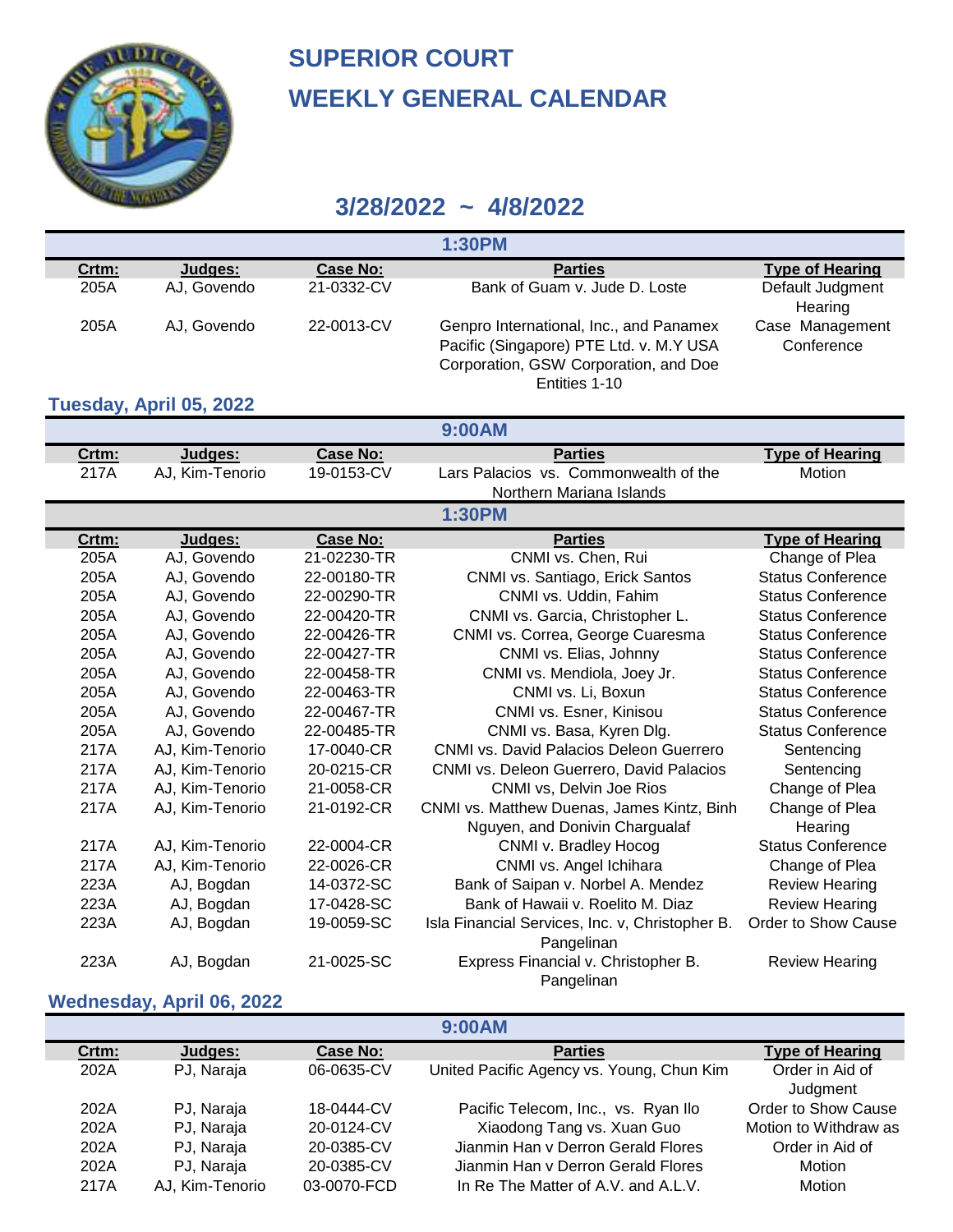# SUPERIOR COURT

# WEEKLY GENERAL CALENDAR

## 3/28/2022 ~ 4/8/2022

**1:30PM**

| Crtm: | Judges: | Case No: | Parties | Type of Hearing |
|---|---|---|---|---|
| 205A | AJ, Govendo | 21-0332-CV | Bank of Guam v. Jude D. Loste | Default Judgment Hearing |
| 205A | AJ, Govendo | 22-0013-CV | Genpro International, Inc., and Panamex Pacific (Singapore) PTE Ltd. v. M.Y USA Corporation, GSW Corporation, and Doe Entities 1-10 | Case Management Conference |

### Tuesday, April 05, 2022

**9:00AM**

| Crtm: | Judges: | Case No: | Parties | Type of Hearing |
|---|---|---|---|---|
| 217A | AJ, Kim-Tenorio | 19-0153-CV | Lars Palacios vs. Commonwealth of the Northern Mariana Islands | Motion |

**1:30PM**

| Crtm: | Judges: | Case No: | Parties | Type of Hearing |
|---|---|---|---|---|
| 205A | AJ, Govendo | 21-02230-TR | CNMI vs. Chen, Rui | Change of Plea |
| 205A | AJ, Govendo | 22-00180-TR | CNMI vs. Santiago, Erick Santos | Status Conference |
| 205A | AJ, Govendo | 22-00290-TR | CNMI vs. Uddin, Fahim | Status Conference |
| 205A | AJ, Govendo | 22-00420-TR | CNMI vs. Garcia, Christopher L. | Status Conference |
| 205A | AJ, Govendo | 22-00426-TR | CNMI vs. Correa, George Cuaresma | Status Conference |
| 205A | AJ, Govendo | 22-00427-TR | CNMI vs. Elias, Johnny | Status Conference |
| 205A | AJ, Govendo | 22-00458-TR | CNMI vs. Mendiola, Joey Jr. | Status Conference |
| 205A | AJ, Govendo | 22-00463-TR | CNMI vs. Li, Boxun | Status Conference |
| 205A | AJ, Govendo | 22-00467-TR | CNMI vs. Esner, Kinisou | Status Conference |
| 205A | AJ, Govendo | 22-00485-TR | CNMI vs. Basa, Kyren Dlg. | Status Conference |
| 217A | AJ, Kim-Tenorio | 17-0040-CR | CNMI vs. David Palacios Deleon Guerrero | Sentencing |
| 217A | AJ, Kim-Tenorio | 20-0215-CR | CNMI vs. Deleon Guerrero, David Palacios | Sentencing |
| 217A | AJ, Kim-Tenorio | 21-0058-CR | CNMI vs, Delvin Joe Rios | Change of Plea |
| 217A | AJ, Kim-Tenorio | 21-0192-CR | CNMI vs. Matthew Duenas, James Kintz, Binh Nguyen, and Donivin Chargualaf | Change of Plea Hearing |
| 217A | AJ, Kim-Tenorio | 22-0004-CR | CNMI v. Bradley Hocog | Status Conference |
| 217A | AJ, Kim-Tenorio | 22-0026-CR | CNMI vs. Angel Ichihara | Change of Plea |
| 223A | AJ, Bogdan | 14-0372-SC | Bank of Saipan v. Norbel A. Mendez | Review Hearing |
| 223A | AJ, Bogdan | 17-0428-SC | Bank of Hawaii v. Roelito M. Diaz | Review Hearing |
| 223A | AJ, Bogdan | 19-0059-SC | Isla Financial Services, Inc. v, Christopher B. Pangelinan | Order to Show Cause |
| 223A | AJ, Bogdan | 21-0025-SC | Express Financial v. Christopher B. Pangelinan | Review Hearing |

### Wednesday, April 06, 2022

**9:00AM**

| Crtm: | Judges: | Case No: | Parties | Type of Hearing |
|---|---|---|---|---|
| 202A | PJ, Naraja | 06-0635-CV | United Pacific Agency vs. Young, Chun Kim | Order in Aid of Judgment |
| 202A | PJ, Naraja | 18-0444-CV | Pacific Telecom, Inc., vs. Ryan Ilo | Order to Show Cause |
| 202A | PJ, Naraja | 20-0124-CV | Xiaodong Tang vs. Xuan Guo | Motion to Withdraw as |
| 202A | PJ, Naraja | 20-0385-CV | Jianmin Han v Derron Gerald Flores | Order in Aid of |
| 202A | PJ, Naraja | 20-0385-CV | Jianmin Han v Derron Gerald Flores | Motion |
| 217A | AJ, Kim-Tenorio | 03-0070-FCD | In Re The Matter of A.V. and A.L.V. | Motion |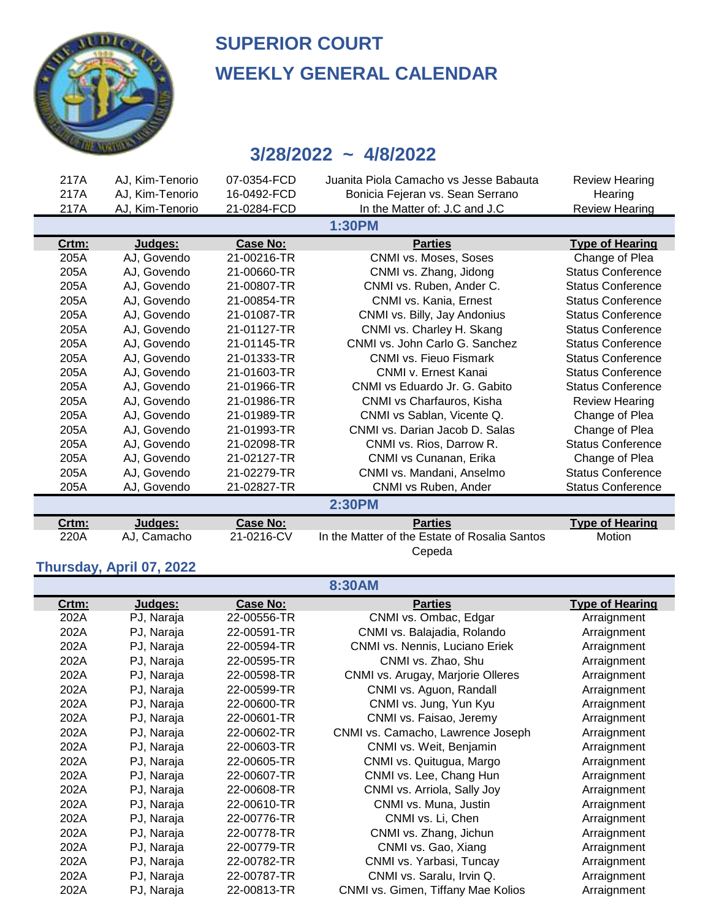# SUPERIOR COURT
# WEEKLY GENERAL CALENDAR

## 3/28/2022 ~ 4/8/2022

| | | | | |
|---|---|---|---|---|
| 217A | AJ, Kim-Tenorio | 07-0354-FCD | Juanita Piola Camacho vs Jesse Babauta | Review Hearing |
| 217A | AJ, Kim-Tenorio | 16-0492-FCD | Bonicia Fejeran vs. Sean Serrano | Hearing |
| 217A | AJ, Kim-Tenorio | 21-0284-FCD | In the Matter of: J.C and J.C | Review Hearing |

**1:30PM**

| Crtm: | Judges: | Case No: | Parties | Type of Hearing |
|---|---|---|---|---|
| 205A | AJ, Govendo | 21-00216-TR | CNMI vs. Moses, Soses | Change of Plea |
| 205A | AJ, Govendo | 21-00660-TR | CNMI vs. Zhang, Jidong | Status Conference |
| 205A | AJ, Govendo | 21-00807-TR | CNMI vs. Ruben, Ander C. | Status Conference |
| 205A | AJ, Govendo | 21-00854-TR | CNMI vs. Kania, Ernest | Status Conference |
| 205A | AJ, Govendo | 21-01087-TR | CNMI vs. Billy, Jay Andonius | Status Conference |
| 205A | AJ, Govendo | 21-01127-TR | CNMI vs. Charley H. Skang | Status Conference |
| 205A | AJ, Govendo | 21-01145-TR | CNMI vs. John Carlo G. Sanchez | Status Conference |
| 205A | AJ, Govendo | 21-01333-TR | CNMI vs. Fieuo Fismark | Status Conference |
| 205A | AJ, Govendo | 21-01603-TR | CNMI v. Ernest Kanai | Status Conference |
| 205A | AJ, Govendo | 21-01966-TR | CNMI vs Eduardo Jr. G. Gabito | Status Conference |
| 205A | AJ, Govendo | 21-01986-TR | CNMI vs Charfauros, Kisha | Review Hearing |
| 205A | AJ, Govendo | 21-01989-TR | CNMI vs Sablan, Vicente Q. | Change of Plea |
| 205A | AJ, Govendo | 21-01993-TR | CNMI vs. Darian Jacob D. Salas | Change of Plea |
| 205A | AJ, Govendo | 21-02098-TR | CNMI vs. Rios, Darrow R. | Status Conference |
| 205A | AJ, Govendo | 21-02127-TR | CNMI vs Cunanan, Erika | Change of Plea |
| 205A | AJ, Govendo | 21-02279-TR | CNMI vs. Mandani, Anselmo | Status Conference |
| 205A | AJ, Govendo | 21-02827-TR | CNMI vs Ruben, Ander | Status Conference |

**2:30PM**

| Crtm: | Judges: | Case No: | Parties | Type of Hearing |
|---|---|---|---|---|
| 220A | AJ, Camacho | 21-0216-CV | In the Matter of the Estate of Rosalia Santos Cepeda | Motion |

### Thursday, April 07, 2022

**8:30AM**

| Crtm: | Judges: | Case No: | Parties | Type of Hearing |
|---|---|---|---|---|
| 202A | PJ, Naraja | 22-00556-TR | CNMI vs. Ombac, Edgar | Arraignment |
| 202A | PJ, Naraja | 22-00591-TR | CNMI vs. Balajadia, Rolando | Arraignment |
| 202A | PJ, Naraja | 22-00594-TR | CNMI vs. Nennis, Luciano Eriek | Arraignment |
| 202A | PJ, Naraja | 22-00595-TR | CNMI vs. Zhao, Shu | Arraignment |
| 202A | PJ, Naraja | 22-00598-TR | CNMI vs. Arugay, Marjorie Olleres | Arraignment |
| 202A | PJ, Naraja | 22-00599-TR | CNMI vs. Aguon, Randall | Arraignment |
| 202A | PJ, Naraja | 22-00600-TR | CNMI vs. Jung, Yun Kyu | Arraignment |
| 202A | PJ, Naraja | 22-00601-TR | CNMI vs. Faisao, Jeremy | Arraignment |
| 202A | PJ, Naraja | 22-00602-TR | CNMI vs. Camacho, Lawrence Joseph | Arraignment |
| 202A | PJ, Naraja | 22-00603-TR | CNMI vs. Weit, Benjamin | Arraignment |
| 202A | PJ, Naraja | 22-00605-TR | CNMI vs. Quitugua, Margo | Arraignment |
| 202A | PJ, Naraja | 22-00607-TR | CNMI vs. Lee, Chang Hun | Arraignment |
| 202A | PJ, Naraja | 22-00608-TR | CNMI vs. Arriola, Sally Joy | Arraignment |
| 202A | PJ, Naraja | 22-00610-TR | CNMI vs. Muna, Justin | Arraignment |
| 202A | PJ, Naraja | 22-00776-TR | CNMI vs. Li, Chen | Arraignment |
| 202A | PJ, Naraja | 22-00778-TR | CNMI vs. Zhang, Jichun | Arraignment |
| 202A | PJ, Naraja | 22-00779-TR | CNMI vs. Gao, Xiang | Arraignment |
| 202A | PJ, Naraja | 22-00782-TR | CNMI vs. Yarbasi, Tuncay | Arraignment |
| 202A | PJ, Naraja | 22-00787-TR | CNMI vs. Saralu, Irvin Q. | Arraignment |
| 202A | PJ, Naraja | 22-00813-TR | CNMI vs. Gimen, Tiffany Mae Kolios | Arraignment |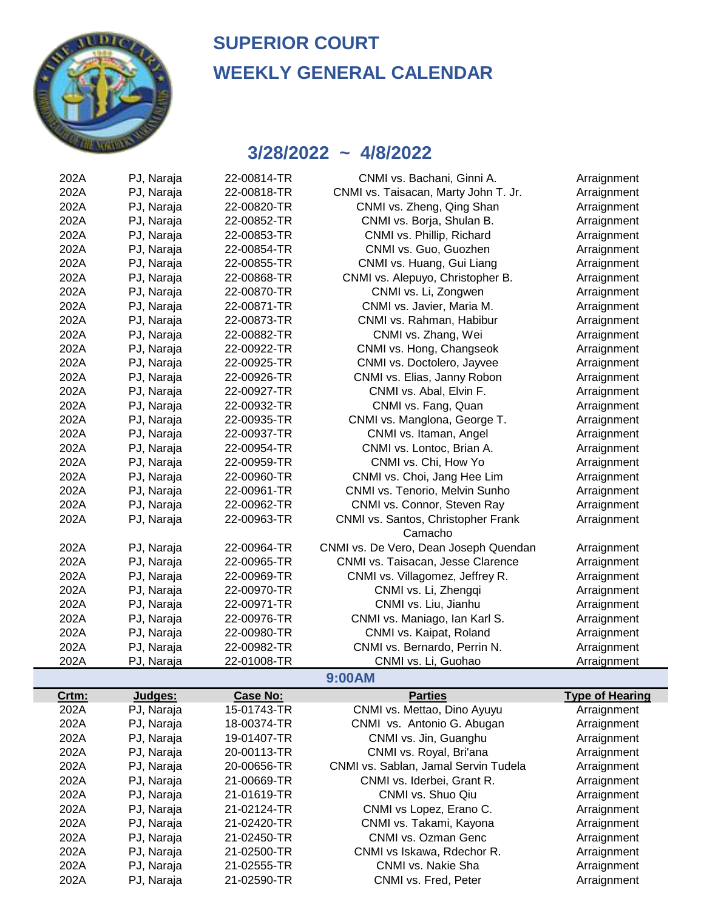# SUPERIOR COURT
# WEEKLY GENERAL CALENDAR

## 3/28/2022 ~ 4/8/2022

| | | | | |
|---|---|---|---|---|
| 202A | PJ, Naraja | 22-00814-TR | CNMI vs. Bachani, Ginni A. | Arraignment |
| 202A | PJ, Naraja | 22-00818-TR | CNMI vs. Taisacan, Marty John T. Jr. | Arraignment |
| 202A | PJ, Naraja | 22-00820-TR | CNMI vs. Zheng, Qing Shan | Arraignment |
| 202A | PJ, Naraja | 22-00852-TR | CNMI vs. Borja, Shulan B. | Arraignment |
| 202A | PJ, Naraja | 22-00853-TR | CNMI vs. Phillip, Richard | Arraignment |
| 202A | PJ, Naraja | 22-00854-TR | CNMI vs. Guo, Guozhen | Arraignment |
| 202A | PJ, Naraja | 22-00855-TR | CNMI vs. Huang, Gui Liang | Arraignment |
| 202A | PJ, Naraja | 22-00868-TR | CNMI vs. Alepuyo, Christopher B. | Arraignment |
| 202A | PJ, Naraja | 22-00870-TR | CNMI vs. Li, Zongwen | Arraignment |
| 202A | PJ, Naraja | 22-00871-TR | CNMI vs. Javier, Maria M. | Arraignment |
| 202A | PJ, Naraja | 22-00873-TR | CNMI vs. Rahman, Habibur | Arraignment |
| 202A | PJ, Naraja | 22-00882-TR | CNMI vs. Zhang, Wei | Arraignment |
| 202A | PJ, Naraja | 22-00922-TR | CNMI vs. Hong, Changseok | Arraignment |
| 202A | PJ, Naraja | 22-00925-TR | CNMI vs. Doctolero, Jayvee | Arraignment |
| 202A | PJ, Naraja | 22-00926-TR | CNMI vs. Elias, Janny Robon | Arraignment |
| 202A | PJ, Naraja | 22-00927-TR | CNMI vs. Abal, Elvin F. | Arraignment |
| 202A | PJ, Naraja | 22-00932-TR | CNMI vs. Fang, Quan | Arraignment |
| 202A | PJ, Naraja | 22-00935-TR | CNMI vs. Manglona, George T. | Arraignment |
| 202A | PJ, Naraja | 22-00937-TR | CNMI vs. Itaman, Angel | Arraignment |
| 202A | PJ, Naraja | 22-00954-TR | CNMI vs. Lontoc, Brian A. | Arraignment |
| 202A | PJ, Naraja | 22-00959-TR | CNMI vs. Chi, How Yo | Arraignment |
| 202A | PJ, Naraja | 22-00960-TR | CNMI vs. Choi, Jang Hee Lim | Arraignment |
| 202A | PJ, Naraja | 22-00961-TR | CNMI vs. Tenorio, Melvin Sunho | Arraignment |
| 202A | PJ, Naraja | 22-00962-TR | CNMI vs. Connor, Steven Ray | Arraignment |
| 202A | PJ, Naraja | 22-00963-TR | CNMI vs. Santos, Christopher Frank Camacho | Arraignment |
| 202A | PJ, Naraja | 22-00964-TR | CNMI vs. De Vero, Dean Joseph Quendan | Arraignment |
| 202A | PJ, Naraja | 22-00965-TR | CNMI vs. Taisacan, Jesse Clarence | Arraignment |
| 202A | PJ, Naraja | 22-00969-TR | CNMI vs. Villagomez, Jeffrey R. | Arraignment |
| 202A | PJ, Naraja | 22-00970-TR | CNMI vs. Li, Zhengqi | Arraignment |
| 202A | PJ, Naraja | 22-00971-TR | CNMI vs. Liu, Jianhu | Arraignment |
| 202A | PJ, Naraja | 22-00976-TR | CNMI vs. Maniago, Ian Karl S. | Arraignment |
| 202A | PJ, Naraja | 22-00980-TR | CNMI vs. Kaipat, Roland | Arraignment |
| 202A | PJ, Naraja | 22-00982-TR | CNMI vs. Bernardo, Perrin N. | Arraignment |
| 202A | PJ, Naraja | 22-01008-TR | CNMI vs. Li, Guohao | Arraignment |

**9:00AM**

| Crtm: | Judges: | Case No: | Parties | Type of Hearing |
|---|---|---|---|---|
| 202A | PJ, Naraja | 15-01743-TR | CNMI vs. Mettao, Dino Ayuyu | Arraignment |
| 202A | PJ, Naraja | 18-00374-TR | CNMI vs. Antonio G. Abugan | Arraignment |
| 202A | PJ, Naraja | 19-01407-TR | CNMI vs. Jin, Guanghu | Arraignment |
| 202A | PJ, Naraja | 20-00113-TR | CNMI vs. Royal, Bri'ana | Arraignment |
| 202A | PJ, Naraja | 20-00656-TR | CNMI vs. Sablan, Jamal Servin Tudela | Arraignment |
| 202A | PJ, Naraja | 21-00669-TR | CNMI vs. Iderbei, Grant R. | Arraignment |
| 202A | PJ, Naraja | 21-01619-TR | CNMI vs. Shuo Qiu | Arraignment |
| 202A | PJ, Naraja | 21-02124-TR | CNMI vs Lopez, Erano C. | Arraignment |
| 202A | PJ, Naraja | 21-02420-TR | CNMI vs. Takami, Kayona | Arraignment |
| 202A | PJ, Naraja | 21-02450-TR | CNMI vs. Ozman Genc | Arraignment |
| 202A | PJ, Naraja | 21-02500-TR | CNMI vs Iskawa, Rdechor R. | Arraignment |
| 202A | PJ, Naraja | 21-02555-TR | CNMI vs. Nakie Sha | Arraignment |
| 202A | PJ, Naraja | 21-02590-TR | CNMI vs. Fred, Peter | Arraignment |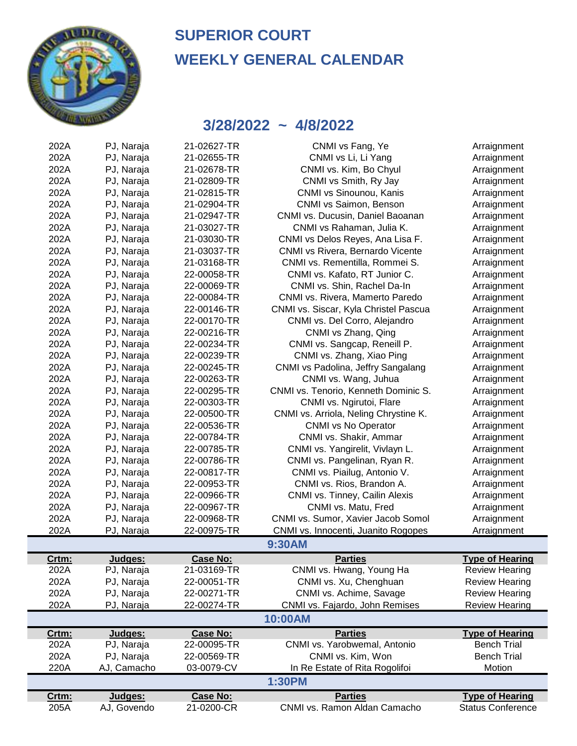# SUPERIOR COURT

# WEEKLY GENERAL CALENDAR

## 3/28/2022 ~ 4/8/2022

| | | | | |
|---|---|---|---|---|
| 202A | PJ, Naraja | 21-02627-TR | CNMI vs Fang, Ye | Arraignment |
| 202A | PJ, Naraja | 21-02655-TR | CNMI vs Li, Li Yang | Arraignment |
| 202A | PJ, Naraja | 21-02678-TR | CNMI vs. Kim, Bo Chyul | Arraignment |
| 202A | PJ, Naraja | 21-02809-TR | CNMI vs Smith, Ry Jay | Arraignment |
| 202A | PJ, Naraja | 21-02815-TR | CNMI vs Sinounou, Kanis | Arraignment |
| 202A | PJ, Naraja | 21-02904-TR | CNMI vs Saimon, Benson | Arraignment |
| 202A | PJ, Naraja | 21-02947-TR | CNMI vs. Ducusin, Daniel Baoanan | Arraignment |
| 202A | PJ, Naraja | 21-03027-TR | CNMI vs Rahaman, Julia K. | Arraignment |
| 202A | PJ, Naraja | 21-03030-TR | CNMI vs Delos Reyes, Ana Lisa F. | Arraignment |
| 202A | PJ, Naraja | 21-03037-TR | CNMI vs Rivera, Bernardo Vicente | Arraignment |
| 202A | PJ, Naraja | 21-03168-TR | CNMI vs. Rementilla, Rommei S. | Arraignment |
| 202A | PJ, Naraja | 22-00058-TR | CNMI vs. Kafato, RT Junior C. | Arraignment |
| 202A | PJ, Naraja | 22-00069-TR | CNMI vs. Shin, Rachel Da-In | Arraignment |
| 202A | PJ, Naraja | 22-00084-TR | CNMI vs. Rivera, Mamerto Paredo | Arraignment |
| 202A | PJ, Naraja | 22-00146-TR | CNMI vs. Siscar, Kyla Christel Pascua | Arraignment |
| 202A | PJ, Naraja | 22-00170-TR | CNMI vs. Del Corro, Alejandro | Arraignment |
| 202A | PJ, Naraja | 22-00216-TR | CNMI vs Zhang, Qing | Arraignment |
| 202A | PJ, Naraja | 22-00234-TR | CNMI vs. Sangcap, Reneill P. | Arraignment |
| 202A | PJ, Naraja | 22-00239-TR | CNMI vs. Zhang, Xiao Ping | Arraignment |
| 202A | PJ, Naraja | 22-00245-TR | CNMI vs Padolina, Jeffry Sangalang | Arraignment |
| 202A | PJ, Naraja | 22-00263-TR | CNMI vs. Wang, Juhua | Arraignment |
| 202A | PJ, Naraja | 22-00295-TR | CNMI vs. Tenorio, Kenneth Dominic S. | Arraignment |
| 202A | PJ, Naraja | 22-00303-TR | CNMI vs. Ngirutoi, Flare | Arraignment |
| 202A | PJ, Naraja | 22-00500-TR | CNMI vs. Arriola, Neling Chrystine K. | Arraignment |
| 202A | PJ, Naraja | 22-00536-TR | CNMI vs No Operator | Arraignment |
| 202A | PJ, Naraja | 22-00784-TR | CNMI vs. Shakir, Ammar | Arraignment |
| 202A | PJ, Naraja | 22-00785-TR | CNMI vs. Yangirelit, Vivlayn L. | Arraignment |
| 202A | PJ, Naraja | 22-00786-TR | CNMI vs. Pangelinan, Ryan R. | Arraignment |
| 202A | PJ, Naraja | 22-00817-TR | CNMI vs. Piailug, Antonio V. | Arraignment |
| 202A | PJ, Naraja | 22-00953-TR | CNMI vs. Rios, Brandon A. | Arraignment |
| 202A | PJ, Naraja | 22-00966-TR | CNMI vs. Tinney, Cailin Alexis | Arraignment |
| 202A | PJ, Naraja | 22-00967-TR | CNMI vs. Matu, Fred | Arraignment |
| 202A | PJ, Naraja | 22-00968-TR | CNMI vs. Sumor, Xavier Jacob Somol | Arraignment |
| 202A | PJ, Naraja | 22-00975-TR | CNMI vs. Innocenti, Juanito Rogopes | Arraignment |

### 9:30AM

| Crtm: | Judges: | Case No: | Parties | Type of Hearing |
|---|---|---|---|---|
| 202A | PJ, Naraja | 21-03169-TR | CNMI vs. Hwang, Young Ha | Review Hearing |
| 202A | PJ, Naraja | 22-00051-TR | CNMI vs. Xu, Chenghuan | Review Hearing |
| 202A | PJ, Naraja | 22-00271-TR | CNMI vs. Achime, Savage | Review Hearing |
| 202A | PJ, Naraja | 22-00274-TR | CNMI vs. Fajardo, John Remises | Review Hearing |

### 10:00AM

| Crtm: | Judges: | Case No: | Parties | Type of Hearing |
|---|---|---|---|---|
| 202A | PJ, Naraja | 22-00095-TR | CNMI vs. Yarobwemal, Antonio | Bench Trial |
| 202A | PJ, Naraja | 22-00569-TR | CNMI vs. Kim, Won | Bench Trial |
| 220A | AJ, Camacho | 03-0079-CV | In Re Estate of Rita Rogolifoi | Motion |

### 1:30PM

| Crtm: | Judges: | Case No: | Parties | Type of Hearing |
|---|---|---|---|---|
| 205A | AJ, Govendo | 21-0200-CR | CNMI vs. Ramon Aldan Camacho | Status Conference |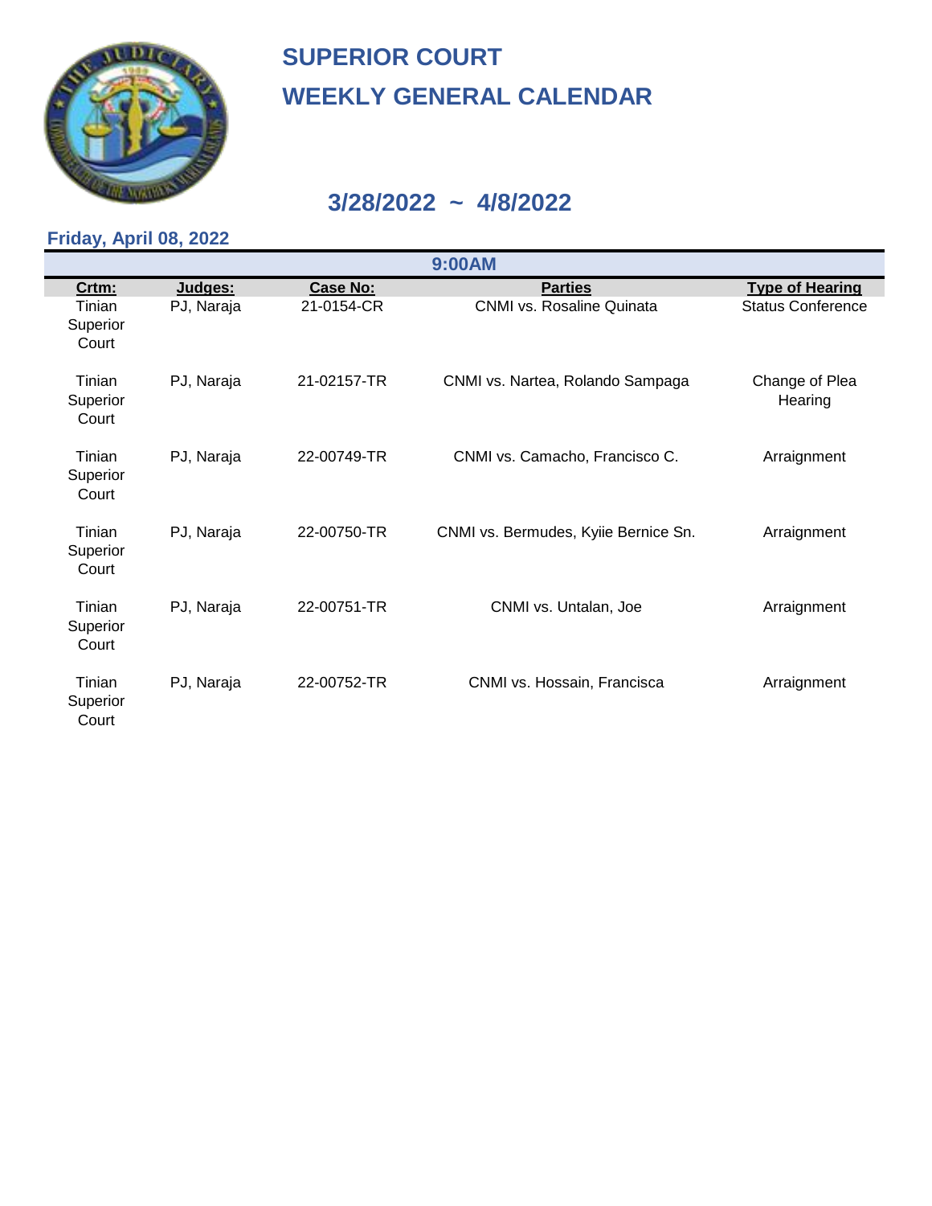# SUPERIOR COURT
# WEEKLY GENERAL CALENDAR

## 3/28/2022 ~ 4/8/2022

### Friday, April 08, 2022

**9:00AM**

| Crtm: | Judges: | Case No: | Parties | Type of Hearing |
|---|---|---|---|---|
| Tinian Superior Court | PJ, Naraja | 21-0154-CR | CNMI vs. Rosaline Quinata | Status Conference |
| Tinian Superior Court | PJ, Naraja | 21-02157-TR | CNMI vs. Nartea, Rolando Sampaga | Change of Plea Hearing |
| Tinian Superior Court | PJ, Naraja | 22-00749-TR | CNMI vs. Camacho, Francisco C. | Arraignment |
| Tinian Superior Court | PJ, Naraja | 22-00750-TR | CNMI vs. Bermudes, Kyiie Bernice Sn. | Arraignment |
| Tinian Superior Court | PJ, Naraja | 22-00751-TR | CNMI vs. Untalan, Joe | Arraignment |
| Tinian Superior Court | PJ, Naraja | 22-00752-TR | CNMI vs. Hossain, Francisca | Arraignment |